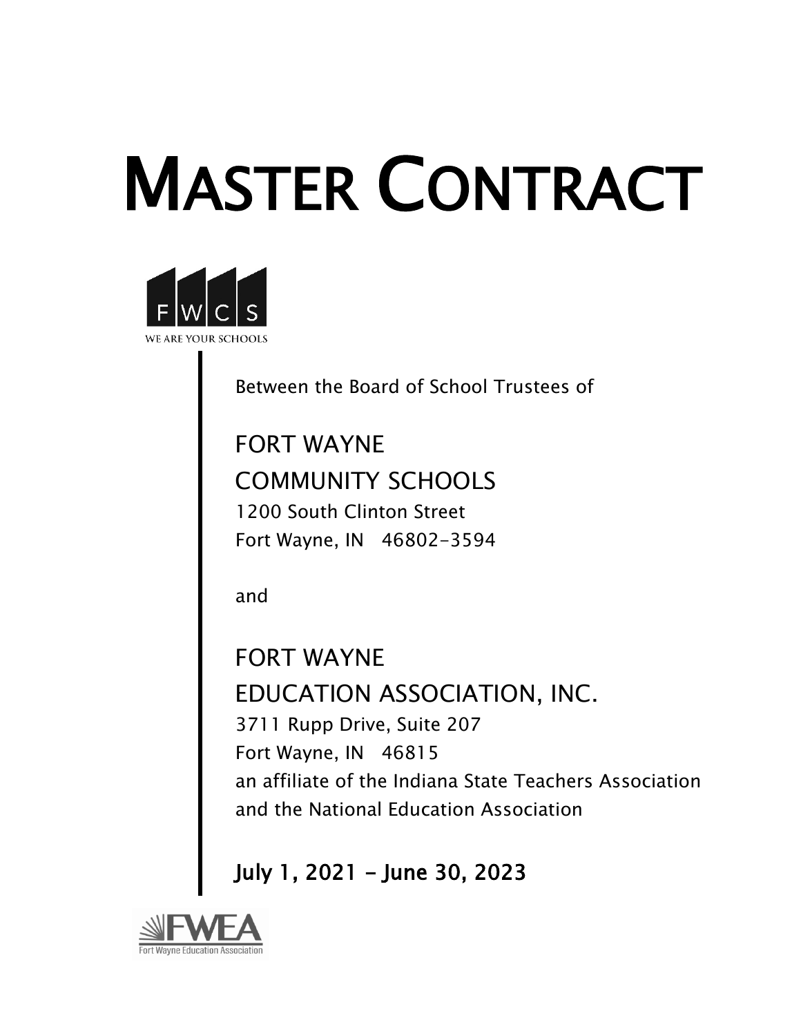# MASTER CONTRACT

FWCS

WE ARE YOUR SCHOOLS

Between the Board of School Trustees of

FORT WAYNE
COMMUNITY SCHOOLS

1200 South Clinton Street
Fort Wayne, IN 46802-3594

and

FORT WAYNE
EDUCATION ASSOCIATION, INC.

3711 Rupp Drive, Suite 207
Fort Wayne, IN 46815
an affiliate of the Indiana State Teachers Association and the National Education Association

**July 1, 2021 – June 30, 2023**

FWEA
Fort Wayne Education Association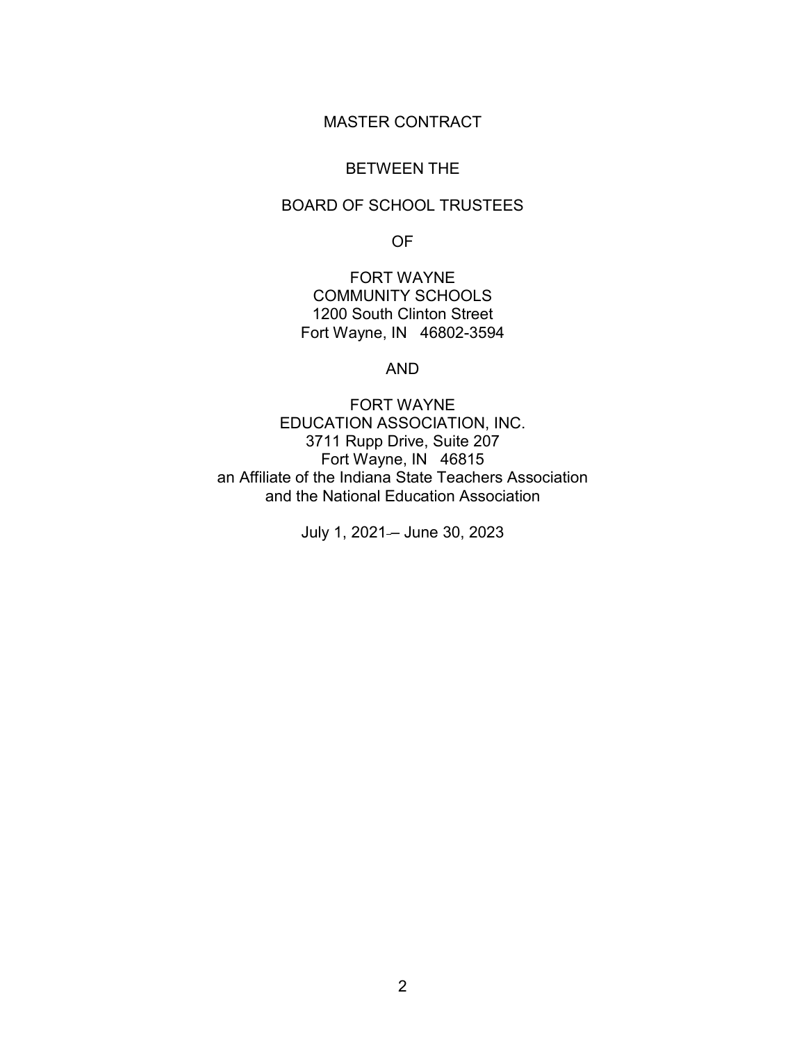MASTER CONTRACT

BETWEEN THE

BOARD OF SCHOOL TRUSTEES

OF

FORT WAYNE
COMMUNITY SCHOOLS
1200 South Clinton Street
Fort Wayne, IN 46802-3594

AND

FORT WAYNE
EDUCATION ASSOCIATION, INC.
3711 Rupp Drive, Suite 207
Fort Wayne, IN 46815
an Affiliate of the Indiana State Teachers Association
and the National Education Association

July 1, 2021 – June 30, 2023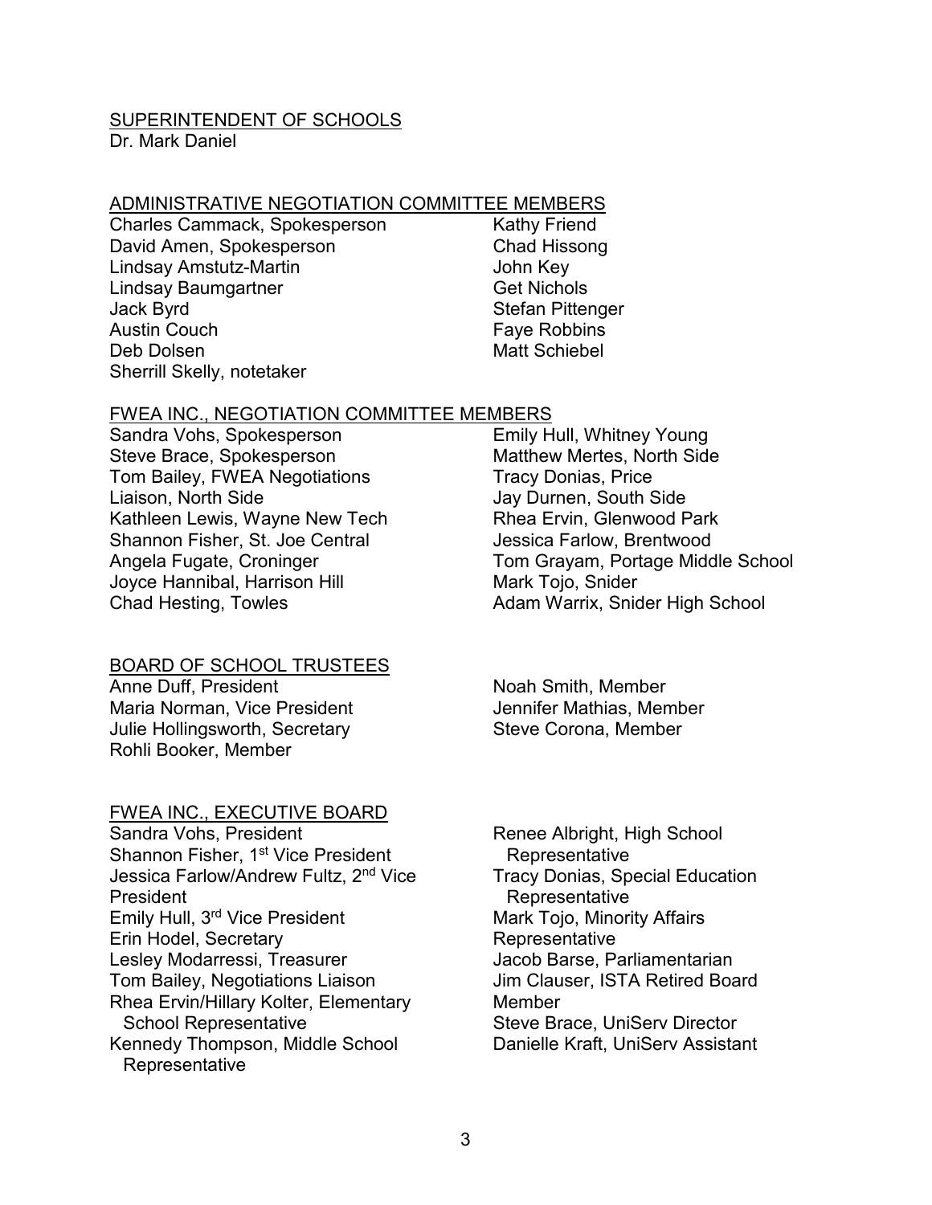## SUPERINTENDENT OF SCHOOLS

Dr. Mark Daniel

## ADMINISTRATIVE NEGOTIATION COMMITTEE MEMBERS

Charles Cammack, Spokesperson
David Amen, Spokesperson
Lindsay Amstutz-Martin
Lindsay Baumgartner
Jack Byrd
Austin Couch
Deb Dolsen
Sherrill Skelly, notetaker
Kathy Friend
Chad Hissong
John Key
Get Nichols
Stefan Pittenger
Faye Robbins
Matt Schiebel

## FWEA INC., NEGOTIATION COMMITTEE MEMBERS

Sandra Vohs, Spokesperson
Steve Brace, Spokesperson
Tom Bailey, FWEA Negotiations Liaison, North Side
Kathleen Lewis, Wayne New Tech
Shannon Fisher, St. Joe Central
Angela Fugate, Croninger
Joyce Hannibal, Harrison Hill
Chad Hesting, Towles
Emily Hull, Whitney Young
Matthew Mertes, North Side
Tracy Donias, Price
Jay Durnen, South Side
Rhea Ervin, Glenwood Park
Jessica Farlow, Brentwood
Tom Grayam, Portage Middle School
Mark Tojo, Snider
Adam Warrix, Snider High School

## BOARD OF SCHOOL TRUSTEES

Anne Duff, President
Maria Norman, Vice President
Julie Hollingsworth, Secretary
Rohli Booker, Member
Noah Smith, Member
Jennifer Mathias, Member
Steve Corona, Member

## FWEA INC., EXECUTIVE BOARD

Sandra Vohs, President
Shannon Fisher, 1st Vice President
Jessica Farlow/Andrew Fultz, 2nd Vice President
Emily Hull, 3rd Vice President
Erin Hodel, Secretary
Lesley Modarressi, Treasurer
Tom Bailey, Negotiations Liaison
Rhea Ervin/Hillary Kolter, Elementary School Representative
Kennedy Thompson, Middle School Representative
Renee Albright, High School Representative
Tracy Donias, Special Education Representative
Mark Tojo, Minority Affairs Representative
Jacob Barse, Parliamentarian
Jim Clauser, ISTA Retired Board Member
Steve Brace, UniServ Director
Danielle Kraft, UniServ Assistant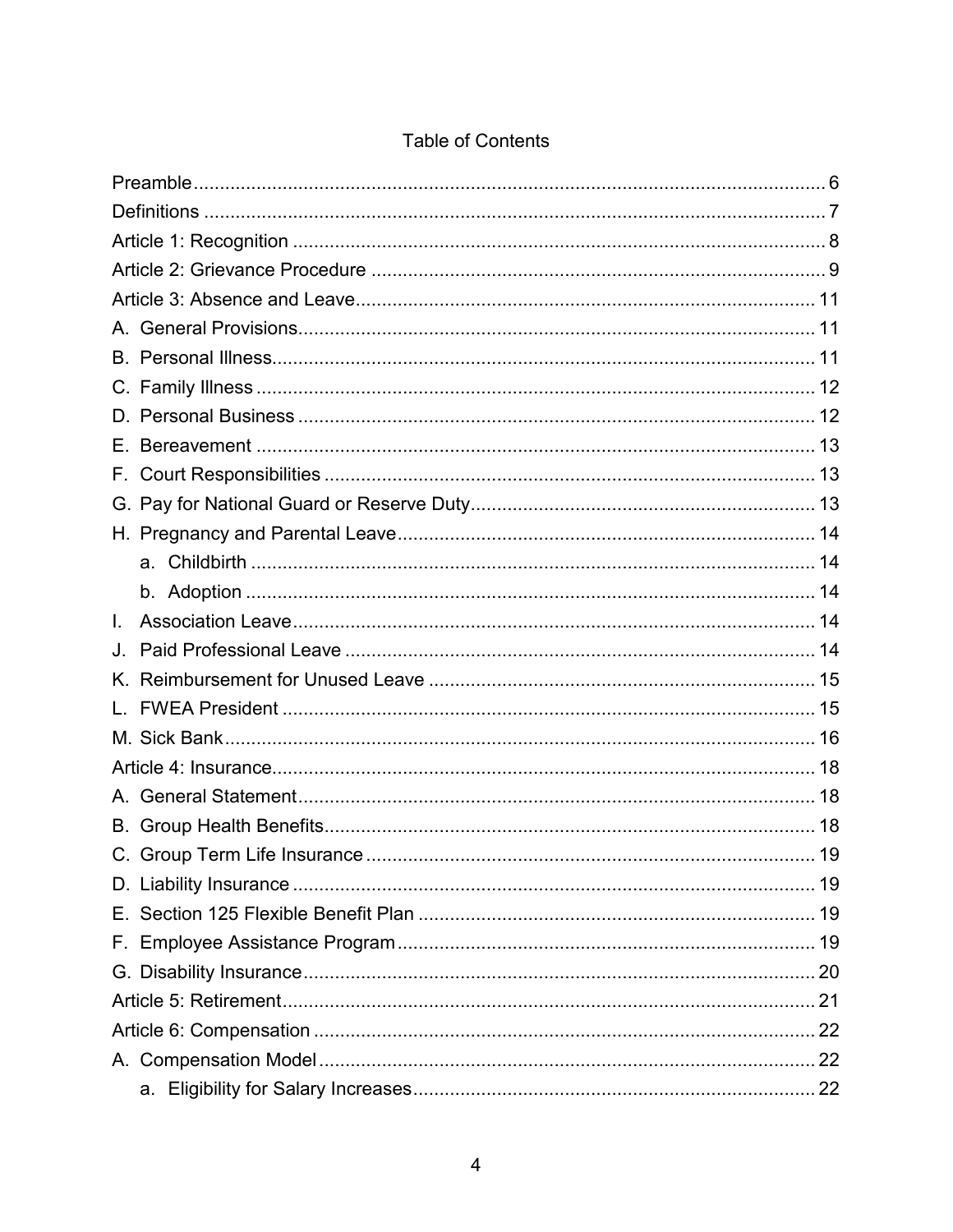# Table of Contents

Preamble ........................................................................................................................ 6
Definitions ...................................................................................................................... 7
Article 1: Recognition ..................................................................................................... 8
Article 2: Grievance Procedure ....................................................................................... 9
Article 3: Absence and Leave ......................................................................................... 11
A. General Provisions .................................................................................................... 11
B. Personal Illness ......................................................................................................... 11
C. Family Illness ............................................................................................................ 12
D. Personal Business .................................................................................................... 12
E. Bereavement ............................................................................................................. 13
F. Court Responsibilities ............................................................................................... 13
G. Pay for National Guard or Reserve Duty .................................................................. 13
H. Pregnancy and Parental Leave ................................................................................. 14
    a. Childbirth ............................................................................................................. 14
    b. Adoption .............................................................................................................. 14
I. Association Leave ..................................................................................................... 14
J. Paid Professional Leave ............................................................................................ 14
K. Reimbursement for Unused Leave ........................................................................... 15
L. FWEA President ....................................................................................................... 15
M. Sick Bank .................................................................................................................. 16
Article 4: Insurance ......................................................................................................... 18
A. General Statement .................................................................................................... 18
B. Group Health Benefits ............................................................................................... 18
C. Group Term Life Insurance ....................................................................................... 19
D. Liability Insurance ..................................................................................................... 19
E. Section 125 Flexible Benefit Plan ............................................................................. 19
F. Employee Assistance Program ................................................................................. 19
G. Disability Insurance ................................................................................................... 20
Article 5: Retirement ....................................................................................................... 21
Article 6: Compensation ................................................................................................. 22
A. Compensation Model ................................................................................................ 22
    a. Eligibility for Salary Increases .............................................................................. 22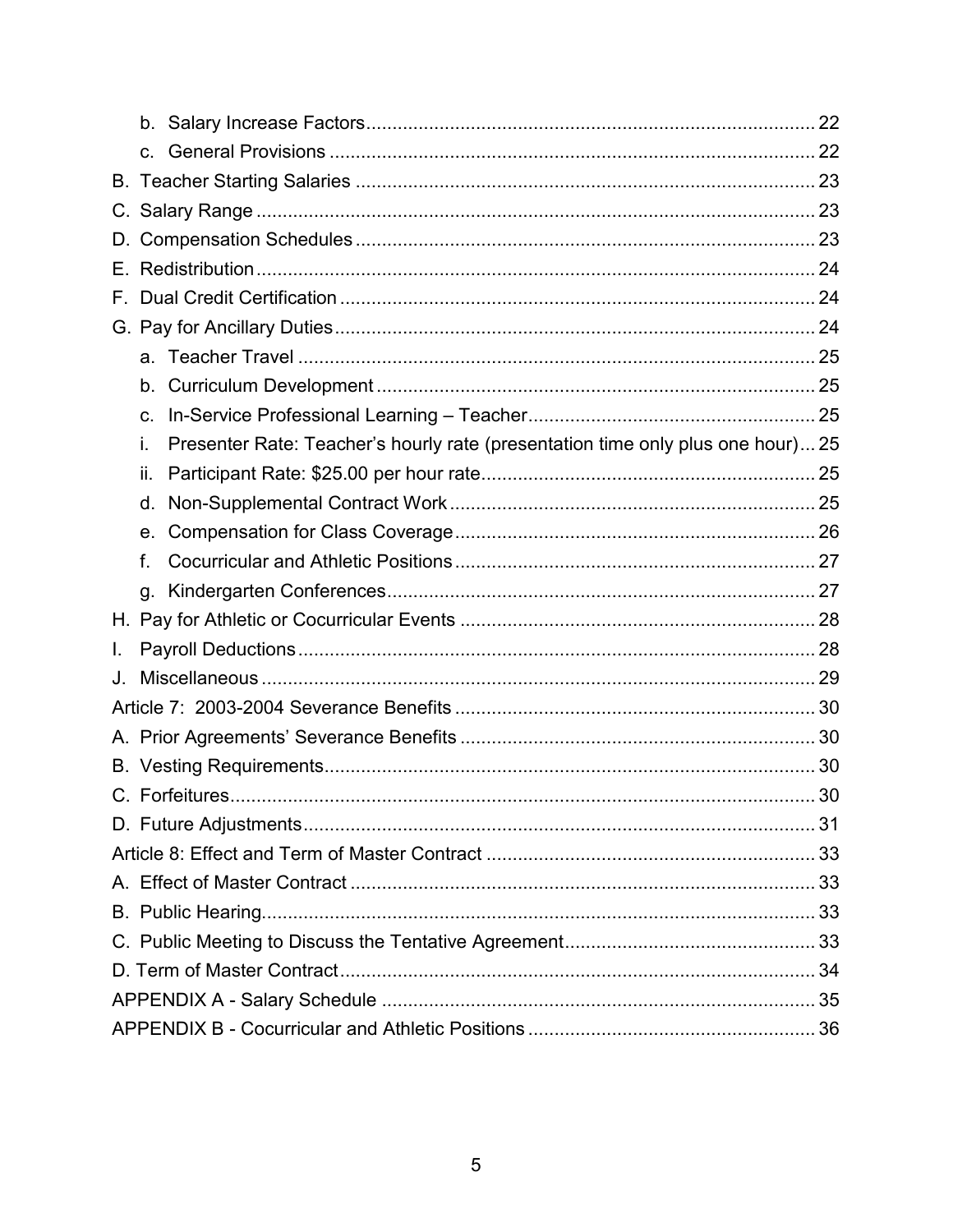b. Salary Increase Factors ..................................................................................... 22
c. General Provisions ............................................................................................ 22
B. Teacher Starting Salaries ....................................................................................... 23
C. Salary Range .......................................................................................................... 23
D. Compensation Schedules ....................................................................................... 23
E. Redistribution .......................................................................................................... 24
F. Dual Credit Certification .......................................................................................... 24
G. Pay for Ancillary Duties ............................................................................................ 24
a. Teacher Travel .................................................................................................. 25
b. Curriculum Development .................................................................................... 25
c. In-Service Professional Learning – Teacher ....................................................... 25
i. Presenter Rate: Teacher's hourly rate (presentation time only plus one hour) ... 25
ii. Participant Rate: $25.00 per hour rate ................................................................ 25
d. Non-Supplemental Contract Work ...................................................................... 25
e. Compensation for Class Coverage ..................................................................... 26
f. Cocurricular and Athletic Positions ..................................................................... 27
g. Kindergarten Conferences .................................................................................. 27
H. Pay for Athletic or Cocurricular Events .................................................................... 28
I. Payroll Deductions ................................................................................................... 28
J. Miscellaneous .......................................................................................................... 29
Article 7: 2003-2004 Severance Benefits ..................................................................... 30
A. Prior Agreements' Severance Benefits .................................................................... 30
B. Vesting Requirements .............................................................................................. 30
C. Forfeitures ................................................................................................................ 30
D. Future Adjustments .................................................................................................. 31
Article 8: Effect and Term of Master Contract ............................................................... 33
A. Effect of Master Contract ......................................................................................... 33
B. Public Hearing .......................................................................................................... 33
C. Public Meeting to Discuss the Tentative Agreement ................................................ 33
D. Term of Master Contract ........................................................................................... 34
APPENDIX A - Salary Schedule ................................................................................... 35
APPENDIX B - Cocurricular and Athletic Positions ....................................................... 36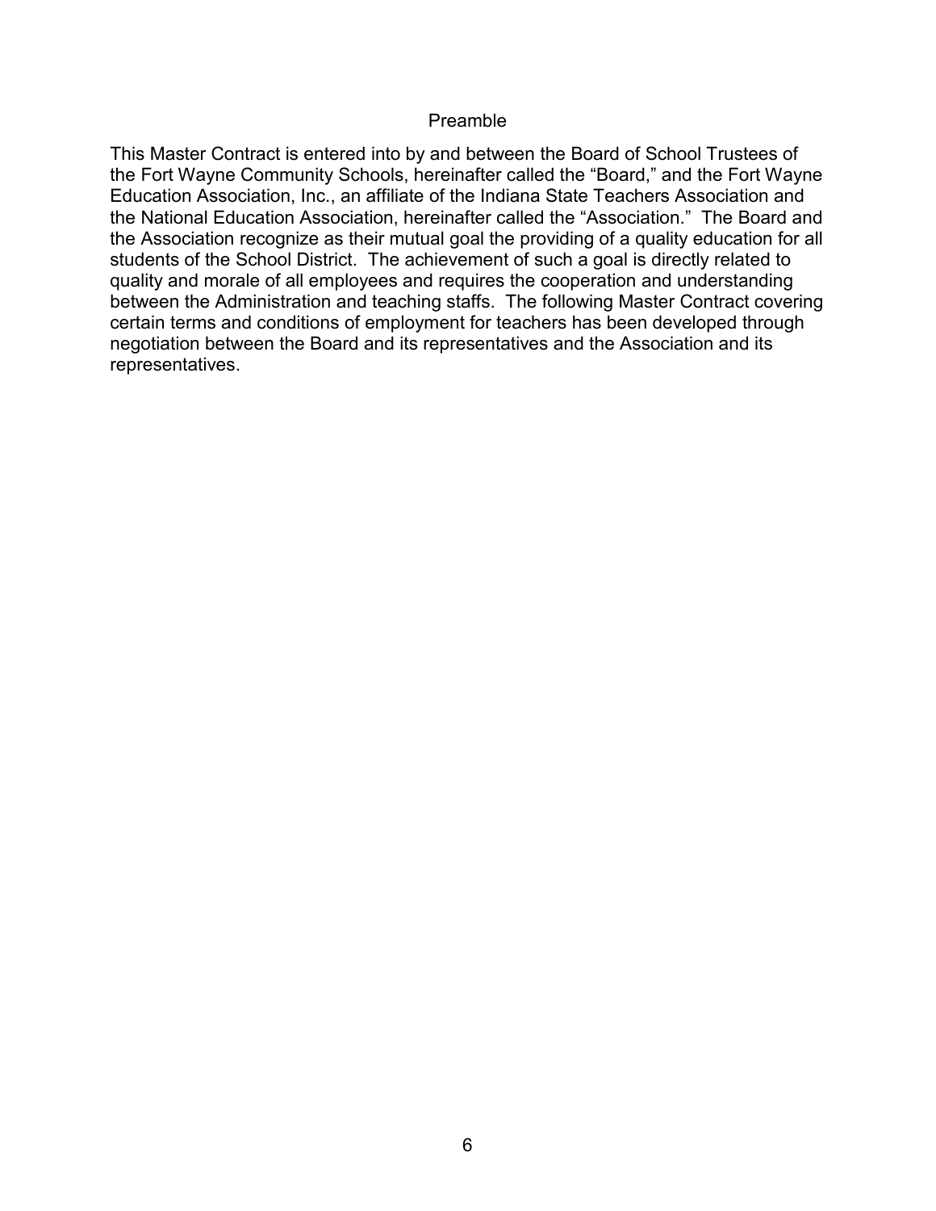## Preamble

This Master Contract is entered into by and between the Board of School Trustees of the Fort Wayne Community Schools, hereinafter called the "Board," and the Fort Wayne Education Association, Inc., an affiliate of the Indiana State Teachers Association and the National Education Association, hereinafter called the "Association." The Board and the Association recognize as their mutual goal the providing of a quality education for all students of the School District. The achievement of such a goal is directly related to quality and morale of all employees and requires the cooperation and understanding between the Administration and teaching staffs. The following Master Contract covering certain terms and conditions of employment for teachers has been developed through negotiation between the Board and its representatives and the Association and its representatives.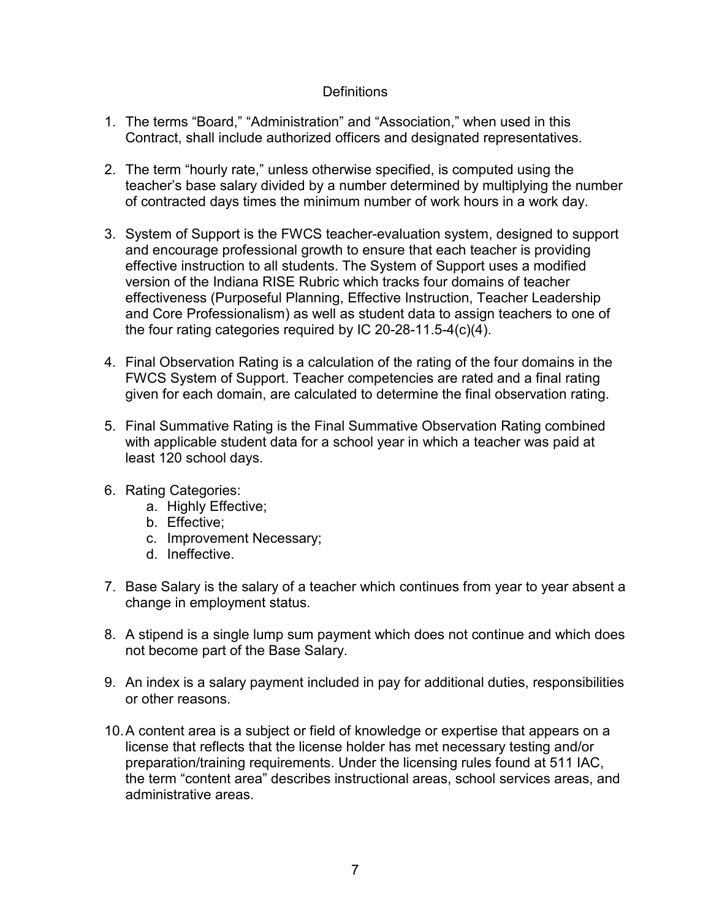## Definitions

1. The terms “Board,” “Administration” and “Association,” when used in this Contract, shall include authorized officers and designated representatives.

2. The term “hourly rate,” unless otherwise specified, is computed using the teacher’s base salary divided by a number determined by multiplying the number of contracted days times the minimum number of work hours in a work day.

3. System of Support is the FWCS teacher-evaluation system, designed to support and encourage professional growth to ensure that each teacher is providing effective instruction to all students. The System of Support uses a modified version of the Indiana RISE Rubric which tracks four domains of teacher effectiveness (Purposeful Planning, Effective Instruction, Teacher Leadership and Core Professionalism) as well as student data to assign teachers to one of the four rating categories required by IC 20-28-11.5-4(c)(4).

4. Final Observation Rating is a calculation of the rating of the four domains in the FWCS System of Support. Teacher competencies are rated and a final rating given for each domain, are calculated to determine the final observation rating.

5. Final Summative Rating is the Final Summative Observation Rating combined with applicable student data for a school year in which a teacher was paid at least 120 school days.

6. Rating Categories:
   a. Highly Effective;
   b. Effective;
   c. Improvement Necessary;
   d. Ineffective.

7. Base Salary is the salary of a teacher which continues from year to year absent a change in employment status.

8. A stipend is a single lump sum payment which does not continue and which does not become part of the Base Salary.

9. An index is a salary payment included in pay for additional duties, responsibilities or other reasons.

10. A content area is a subject or field of knowledge or expertise that appears on a license that reflects that the license holder has met necessary testing and/or preparation/training requirements. Under the licensing rules found at 511 IAC, the term “content area” describes instructional areas, school services areas, and administrative areas.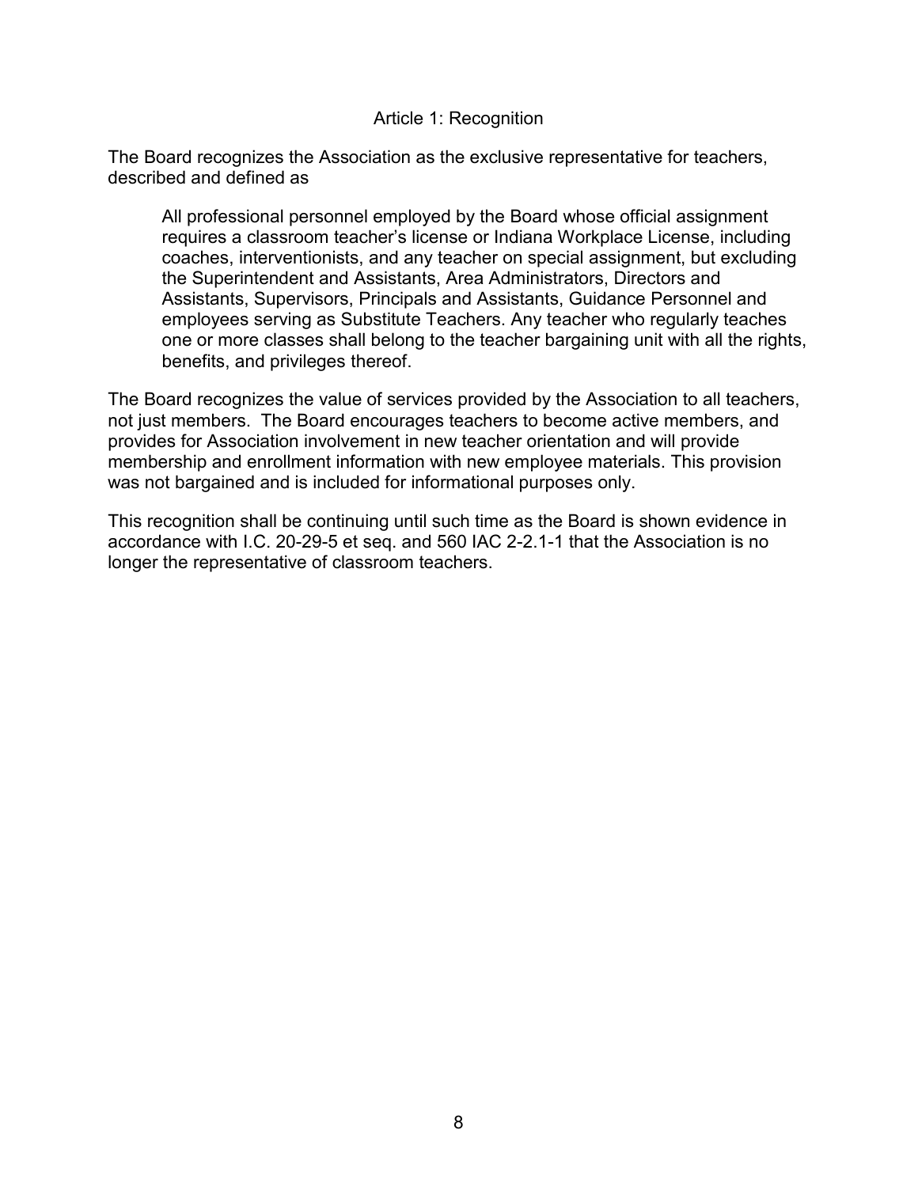# Article 1: Recognition

The Board recognizes the Association as the exclusive representative for teachers, described and defined as

> All professional personnel employed by the Board whose official assignment requires a classroom teacher's license or Indiana Workplace License, including coaches, interventionists, and any teacher on special assignment, but excluding the Superintendent and Assistants, Area Administrators, Directors and Assistants, Supervisors, Principals and Assistants, Guidance Personnel and employees serving as Substitute Teachers. Any teacher who regularly teaches one or more classes shall belong to the teacher bargaining unit with all the rights, benefits, and privileges thereof.

The Board recognizes the value of services provided by the Association to all teachers, not just members. The Board encourages teachers to become active members, and provides for Association involvement in new teacher orientation and will provide membership and enrollment information with new employee materials. This provision was not bargained and is included for informational purposes only.

This recognition shall be continuing until such time as the Board is shown evidence in accordance with I.C. 20-29-5 et seq. and 560 IAC 2-2.1-1 that the Association is no longer the representative of classroom teachers.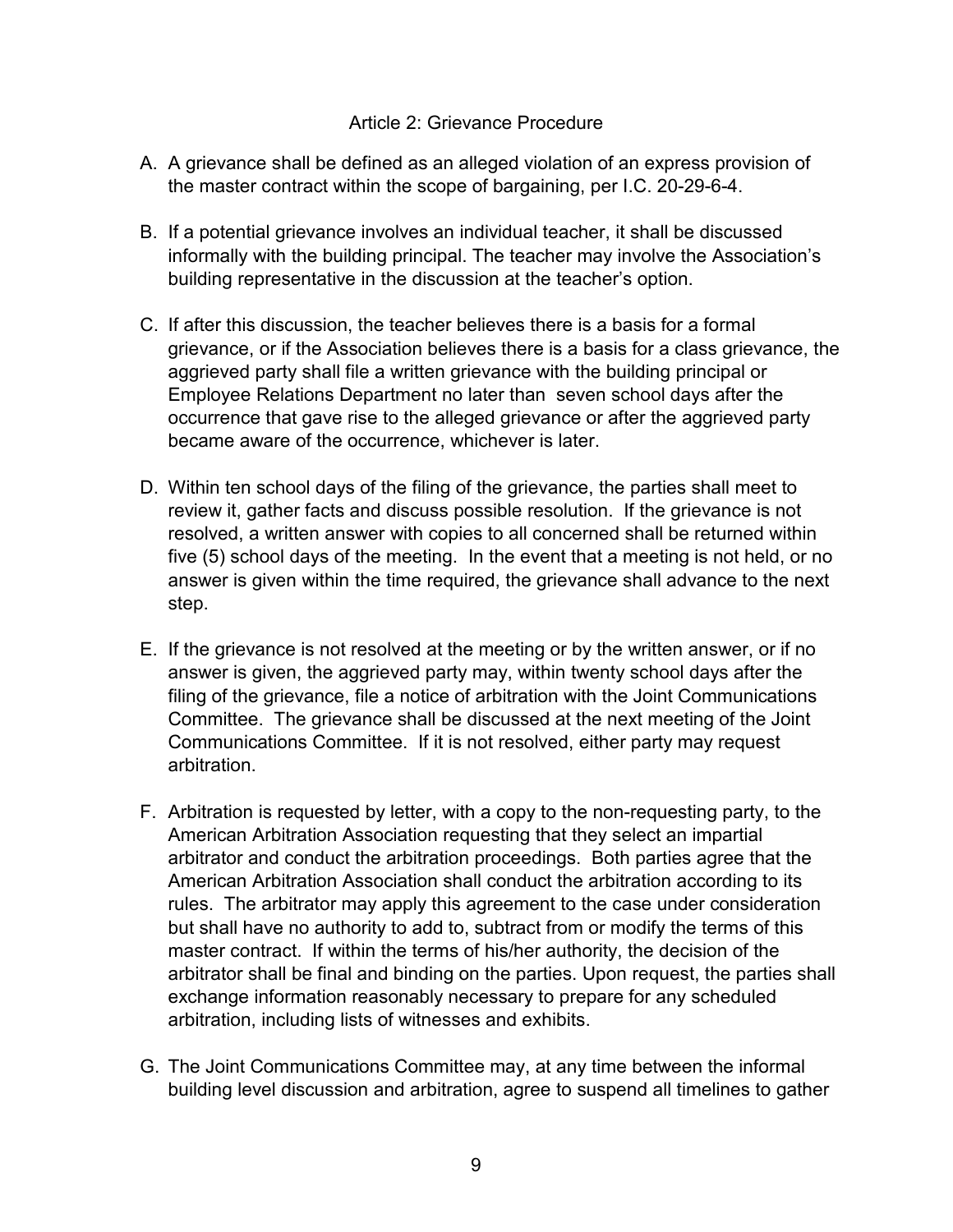## Article 2: Grievance Procedure

A. A grievance shall be defined as an alleged violation of an express provision of the master contract within the scope of bargaining, per I.C. 20-29-6-4.

B. If a potential grievance involves an individual teacher, it shall be discussed informally with the building principal. The teacher may involve the Association's building representative in the discussion at the teacher's option.

C. If after this discussion, the teacher believes there is a basis for a formal grievance, or if the Association believes there is a basis for a class grievance, the aggrieved party shall file a written grievance with the building principal or Employee Relations Department no later than seven school days after the occurrence that gave rise to the alleged grievance or after the aggrieved party became aware of the occurrence, whichever is later.

D. Within ten school days of the filing of the grievance, the parties shall meet to review it, gather facts and discuss possible resolution. If the grievance is not resolved, a written answer with copies to all concerned shall be returned within five (5) school days of the meeting. In the event that a meeting is not held, or no answer is given within the time required, the grievance shall advance to the next step.

E. If the grievance is not resolved at the meeting or by the written answer, or if no answer is given, the aggrieved party may, within twenty school days after the filing of the grievance, file a notice of arbitration with the Joint Communications Committee. The grievance shall be discussed at the next meeting of the Joint Communications Committee. If it is not resolved, either party may request arbitration.

F. Arbitration is requested by letter, with a copy to the non-requesting party, to the American Arbitration Association requesting that they select an impartial arbitrator and conduct the arbitration proceedings. Both parties agree that the American Arbitration Association shall conduct the arbitration according to its rules. The arbitrator may apply this agreement to the case under consideration but shall have no authority to add to, subtract from or modify the terms of this master contract. If within the terms of his/her authority, the decision of the arbitrator shall be final and binding on the parties. Upon request, the parties shall exchange information reasonably necessary to prepare for any scheduled arbitration, including lists of witnesses and exhibits.

G. The Joint Communications Committee may, at any time between the informal building level discussion and arbitration, agree to suspend all timelines to gather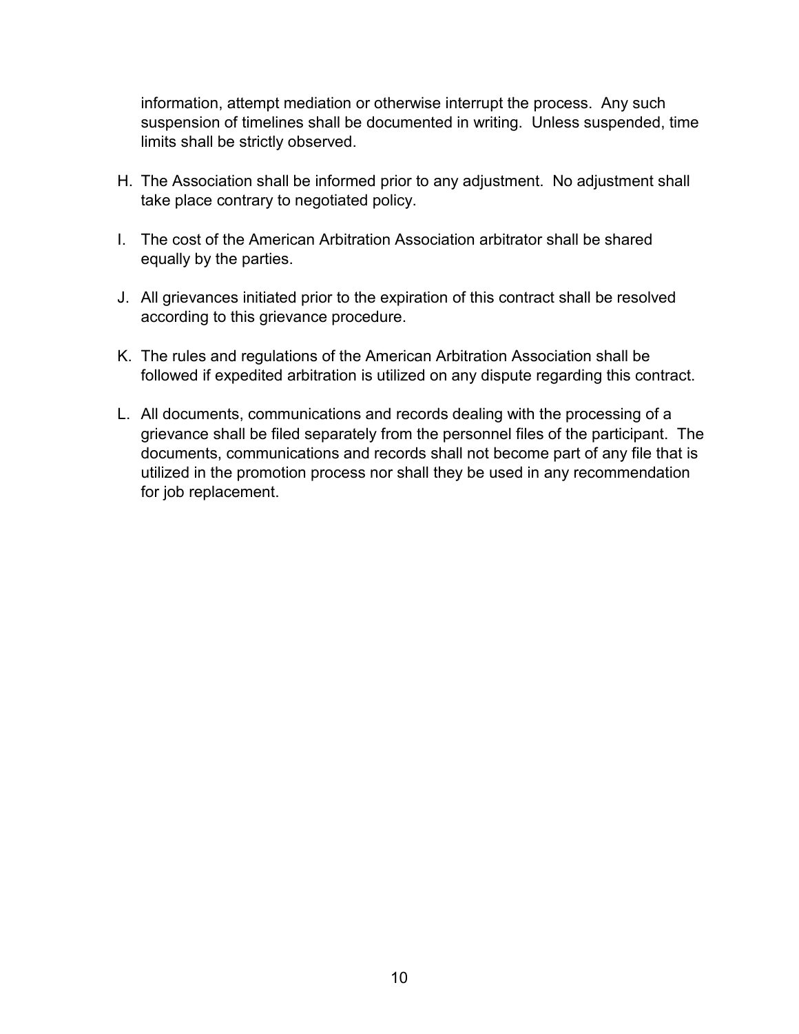information, attempt mediation or otherwise interrupt the process. Any such suspension of timelines shall be documented in writing. Unless suspended, time limits shall be strictly observed.

H. The Association shall be informed prior to any adjustment. No adjustment shall take place contrary to negotiated policy.

I. The cost of the American Arbitration Association arbitrator shall be shared equally by the parties.

J. All grievances initiated prior to the expiration of this contract shall be resolved according to this grievance procedure.

K. The rules and regulations of the American Arbitration Association shall be followed if expedited arbitration is utilized on any dispute regarding this contract.

L. All documents, communications and records dealing with the processing of a grievance shall be filed separately from the personnel files of the participant. The documents, communications and records shall not become part of any file that is utilized in the promotion process nor shall they be used in any recommendation for job replacement.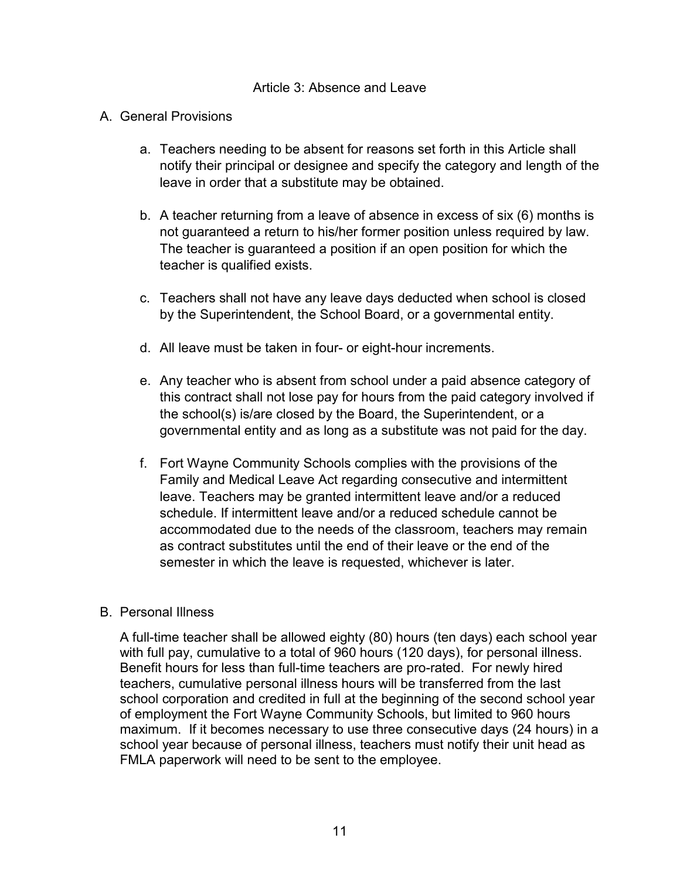# Article 3: Absence and Leave

## A. General Provisions

a. Teachers needing to be absent for reasons set forth in this Article shall notify their principal or designee and specify the category and length of the leave in order that a substitute may be obtained.

b. A teacher returning from a leave of absence in excess of six (6) months is not guaranteed a return to his/her former position unless required by law. The teacher is guaranteed a position if an open position for which the teacher is qualified exists.

c. Teachers shall not have any leave days deducted when school is closed by the Superintendent, the School Board, or a governmental entity.

d. All leave must be taken in four- or eight-hour increments.

e. Any teacher who is absent from school under a paid absence category of this contract shall not lose pay for hours from the paid category involved if the school(s) is/are closed by the Board, the Superintendent, or a governmental entity and as long as a substitute was not paid for the day.

f. Fort Wayne Community Schools complies with the provisions of the Family and Medical Leave Act regarding consecutive and intermittent leave. Teachers may be granted intermittent leave and/or a reduced schedule. If intermittent leave and/or a reduced schedule cannot be accommodated due to the needs of the classroom, teachers may remain as contract substitutes until the end of their leave or the end of the semester in which the leave is requested, whichever is later.

## B. Personal Illness

A full-time teacher shall be allowed eighty (80) hours (ten days) each school year with full pay, cumulative to a total of 960 hours (120 days), for personal illness. Benefit hours for less than full-time teachers are pro-rated. For newly hired teachers, cumulative personal illness hours will be transferred from the last school corporation and credited in full at the beginning of the second school year of employment the Fort Wayne Community Schools, but limited to 960 hours maximum. If it becomes necessary to use three consecutive days (24 hours) in a school year because of personal illness, teachers must notify their unit head as FMLA paperwork will need to be sent to the employee.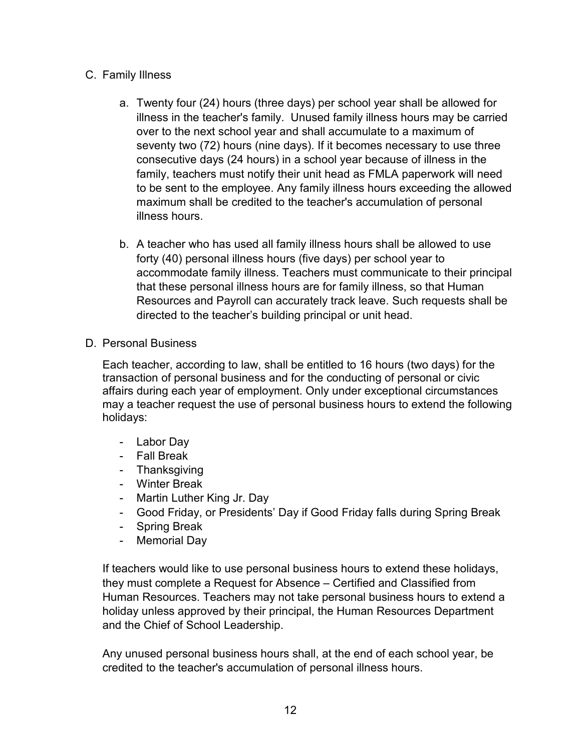C. Family Illness

a. Twenty four (24) hours (three days) per school year shall be allowed for illness in the teacher's family. Unused family illness hours may be carried over to the next school year and shall accumulate to a maximum of seventy two (72) hours (nine days). If it becomes necessary to use three consecutive days (24 hours) in a school year because of illness in the family, teachers must notify their unit head as FMLA paperwork will need to be sent to the employee. Any family illness hours exceeding the allowed maximum shall be credited to the teacher's accumulation of personal illness hours.

b. A teacher who has used all family illness hours shall be allowed to use forty (40) personal illness hours (five days) per school year to accommodate family illness. Teachers must communicate to their principal that these personal illness hours are for family illness, so that Human Resources and Payroll can accurately track leave. Such requests shall be directed to the teacher's building principal or unit head.

D. Personal Business

Each teacher, according to law, shall be entitled to 16 hours (two days) for the transaction of personal business and for the conducting of personal or civic affairs during each year of employment. Only under exceptional circumstances may a teacher request the use of personal business hours to extend the following holidays:

- Labor Day
- Fall Break
- Thanksgiving
- Winter Break
- Martin Luther King Jr. Day
- Good Friday, or Presidents' Day if Good Friday falls during Spring Break
- Spring Break
- Memorial Day

If teachers would like to use personal business hours to extend these holidays, they must complete a Request for Absence – Certified and Classified from Human Resources. Teachers may not take personal business hours to extend a holiday unless approved by their principal, the Human Resources Department and the Chief of School Leadership.

Any unused personal business hours shall, at the end of each school year, be credited to the teacher's accumulation of personal illness hours.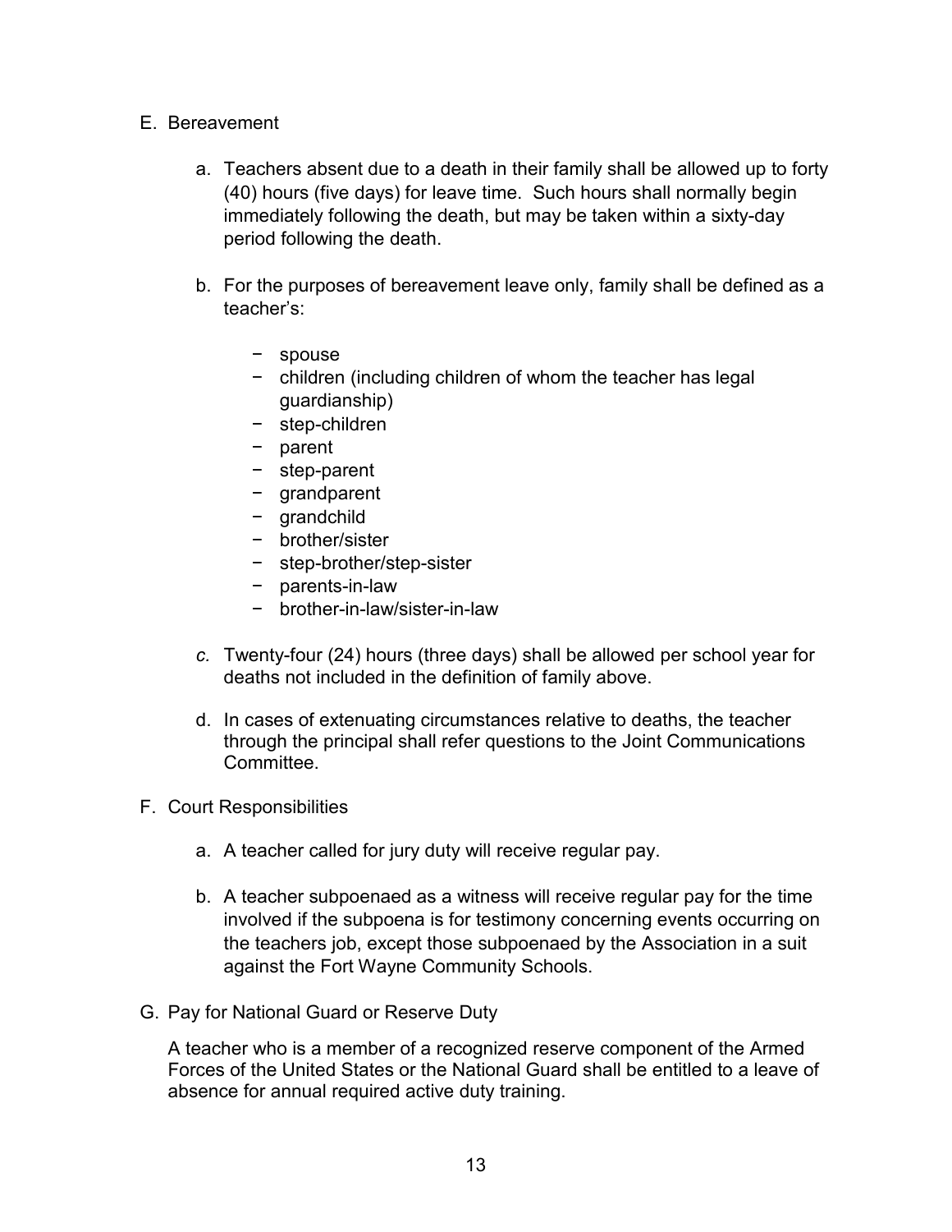## E. Bereavement

a. Teachers absent due to a death in their family shall be allowed up to forty (40) hours (five days) for leave time. Such hours shall normally begin immediately following the death, but may be taken within a sixty-day period following the death.

b. For the purposes of bereavement leave only, family shall be defined as a teacher's:

- spouse
- children (including children of whom the teacher has legal guardianship)
- step-children
- parent
- step-parent
- grandparent
- grandchild
- brother/sister
- step-brother/step-sister
- parents-in-law
- brother-in-law/sister-in-law

*c.* Twenty-four (24) hours (three days) shall be allowed per school year for deaths not included in the definition of family above.

d. In cases of extenuating circumstances relative to deaths, the teacher through the principal shall refer questions to the Joint Communications Committee.

## F. Court Responsibilities

a. A teacher called for jury duty will receive regular pay.

b. A teacher subpoenaed as a witness will receive regular pay for the time involved if the subpoena is for testimony concerning events occurring on the teachers job, except those subpoenaed by the Association in a suit against the Fort Wayne Community Schools.

## G. Pay for National Guard or Reserve Duty

A teacher who is a member of a recognized reserve component of the Armed Forces of the United States or the National Guard shall be entitled to a leave of absence for annual required active duty training.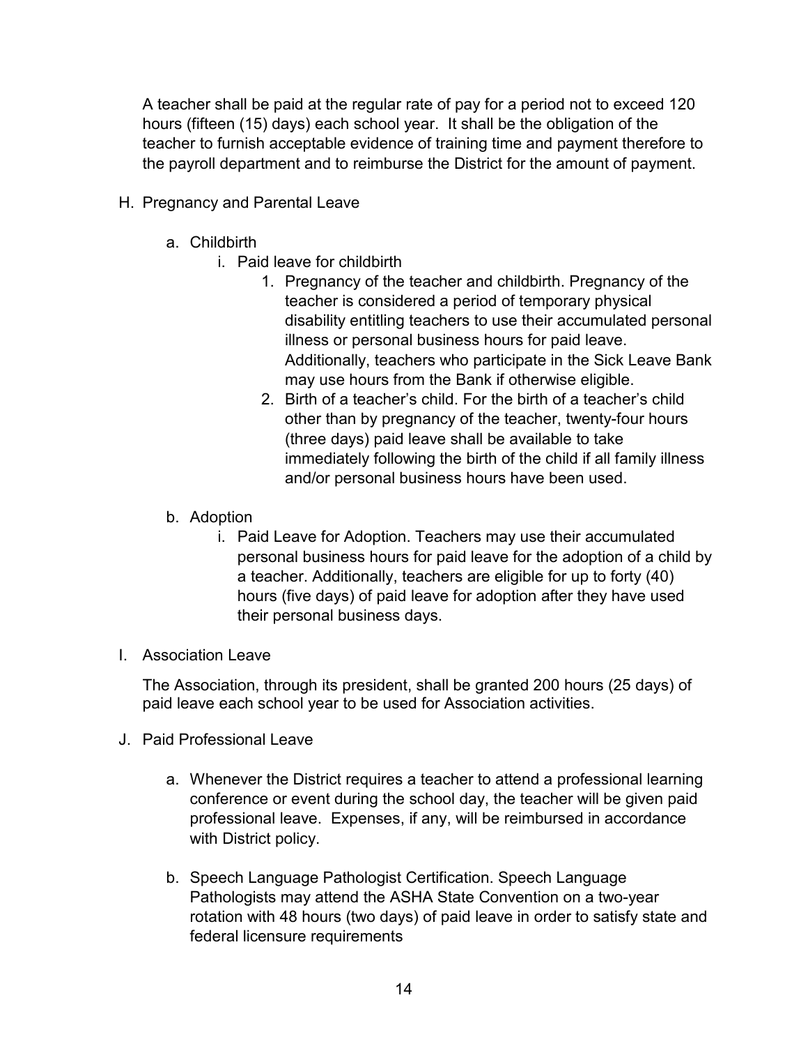A teacher shall be paid at the regular rate of pay for a period not to exceed 120 hours (fifteen (15) days) each school year. It shall be the obligation of the teacher to furnish acceptable evidence of training time and payment therefore to the payroll department and to reimburse the District for the amount of payment.

H. Pregnancy and Parental Leave

   a. Childbirth
      i. Paid leave for childbirth
         1. Pregnancy of the teacher and childbirth. Pregnancy of the teacher is considered a period of temporary physical disability entitling teachers to use their accumulated personal illness or personal business hours for paid leave. Additionally, teachers who participate in the Sick Leave Bank may use hours from the Bank if otherwise eligible.
         2. Birth of a teacher's child. For the birth of a teacher's child other than by pregnancy of the teacher, twenty-four hours (three days) paid leave shall be available to take immediately following the birth of the child if all family illness and/or personal business hours have been used.

   b. Adoption
      i. Paid Leave for Adoption. Teachers may use their accumulated personal business hours for paid leave for the adoption of a child by a teacher. Additionally, teachers are eligible for up to forty (40) hours (five days) of paid leave for adoption after they have used their personal business days.

I. Association Leave

The Association, through its president, shall be granted 200 hours (25 days) of paid leave each school year to be used for Association activities.

J. Paid Professional Leave

   a. Whenever the District requires a teacher to attend a professional learning conference or event during the school day, the teacher will be given paid professional leave. Expenses, if any, will be reimbursed in accordance with District policy.

   b. Speech Language Pathologist Certification. Speech Language Pathologists may attend the ASHA State Convention on a two-year rotation with 48 hours (two days) of paid leave in order to satisfy state and federal licensure requirements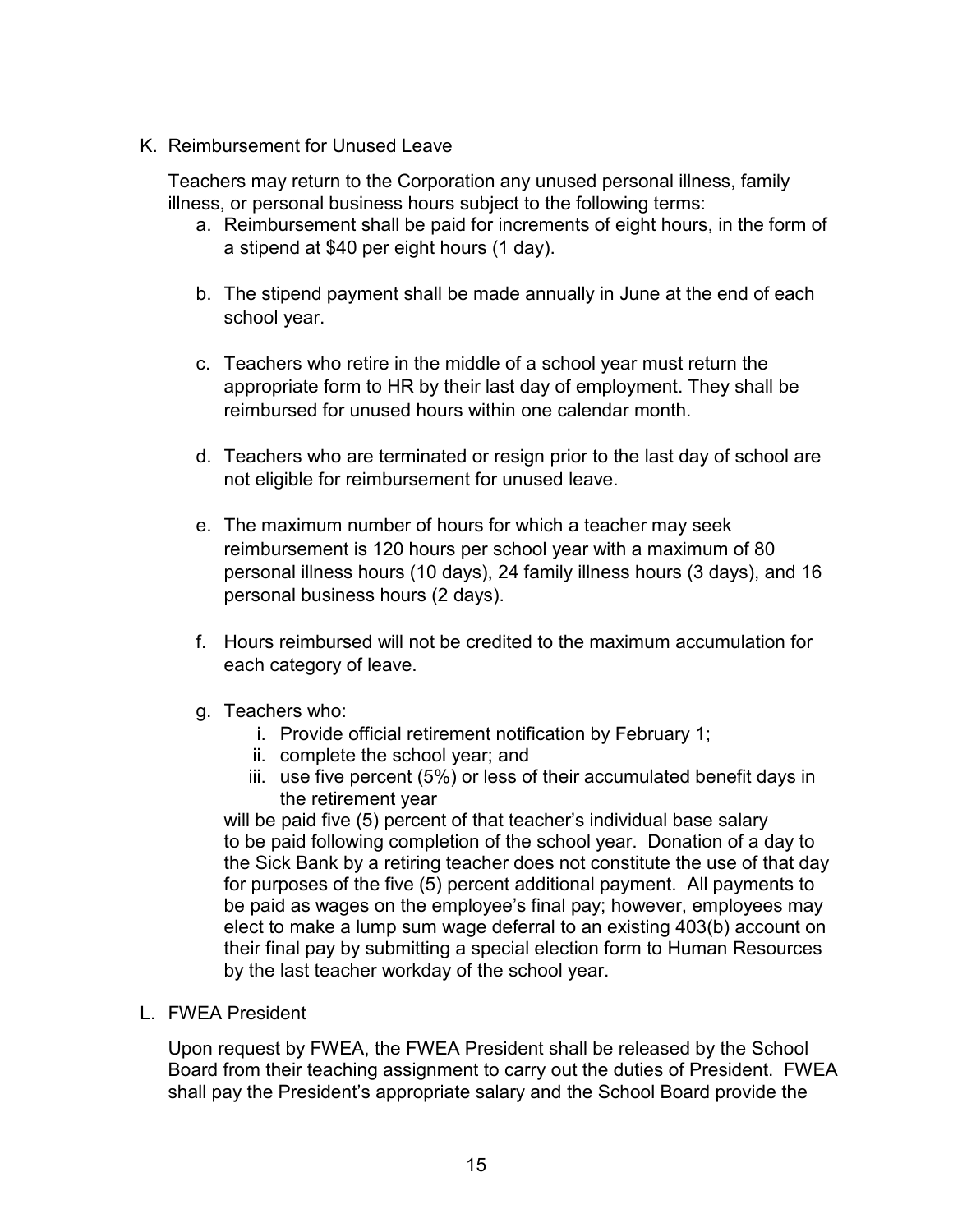K. Reimbursement for Unused Leave

Teachers may return to the Corporation any unused personal illness, family illness, or personal business hours subject to the following terms:

a. Reimbursement shall be paid for increments of eight hours, in the form of a stipend at $40 per eight hours (1 day).

b. The stipend payment shall be made annually in June at the end of each school year.

c. Teachers who retire in the middle of a school year must return the appropriate form to HR by their last day of employment. They shall be reimbursed for unused hours within one calendar month.

d. Teachers who are terminated or resign prior to the last day of school are not eligible for reimbursement for unused leave.

e. The maximum number of hours for which a teacher may seek reimbursement is 120 hours per school year with a maximum of 80 personal illness hours (10 days), 24 family illness hours (3 days), and 16 personal business hours (2 days).

f. Hours reimbursed will not be credited to the maximum accumulation for each category of leave.

g. Teachers who:
   i. Provide official retirement notification by February 1;
   ii. complete the school year; and
   iii. use five percent (5%) or less of their accumulated benefit days in the retirement year

   will be paid five (5) percent of that teacher's individual base salary to be paid following completion of the school year. Donation of a day to the Sick Bank by a retiring teacher does not constitute the use of that day for purposes of the five (5) percent additional payment. All payments to be paid as wages on the employee's final pay; however, employees may elect to make a lump sum wage deferral to an existing 403(b) account on their final pay by submitting a special election form to Human Resources by the last teacher workday of the school year.

L. FWEA President

Upon request by FWEA, the FWEA President shall be released by the School Board from their teaching assignment to carry out the duties of President. FWEA shall pay the President's appropriate salary and the School Board provide the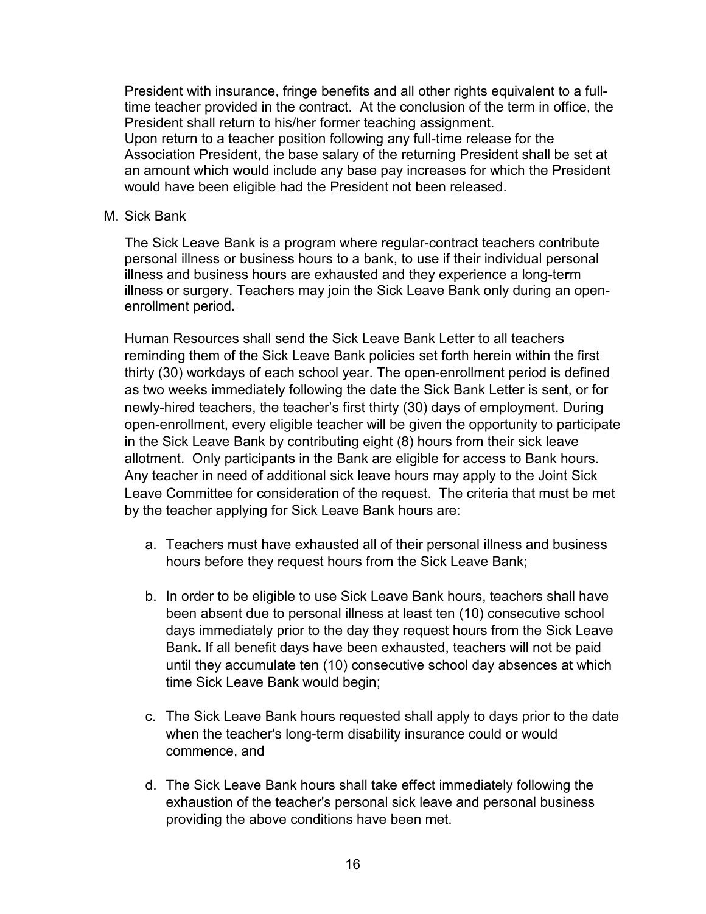President with insurance, fringe benefits and all other rights equivalent to a full-time teacher provided in the contract. At the conclusion of the term in office, the President shall return to his/her former teaching assignment.
Upon return to a teacher position following any full-time release for the Association President, the base salary of the returning President shall be set at an amount which would include any base pay increases for which the President would have been eligible had the President not been released.

M. Sick Bank

The Sick Leave Bank is a program where regular-contract teachers contribute personal illness or business hours to a bank, to use if their individual personal illness and business hours are exhausted and they experience a long-term illness or surgery. Teachers may join the Sick Leave Bank only during an open-enrollment period**.**

Human Resources shall send the Sick Leave Bank Letter to all teachers reminding them of the Sick Leave Bank policies set forth herein within the first thirty (30) workdays of each school year. The open-enrollment period is defined as two weeks immediately following the date the Sick Bank Letter is sent, or for newly-hired teachers, the teacher's first thirty (30) days of employment. During open-enrollment, every eligible teacher will be given the opportunity to participate in the Sick Leave Bank by contributing eight (8) hours from their sick leave allotment. Only participants in the Bank are eligible for access to Bank hours. Any teacher in need of additional sick leave hours may apply to the Joint Sick Leave Committee for consideration of the request. The criteria that must be met by the teacher applying for Sick Leave Bank hours are:

a. Teachers must have exhausted all of their personal illness and business hours before they request hours from the Sick Leave Bank;

b. In order to be eligible to use Sick Leave Bank hours, teachers shall have been absent due to personal illness at least ten (10) consecutive school days immediately prior to the day they request hours from the Sick Leave Bank**.** If all benefit days have been exhausted, teachers will not be paid until they accumulate ten (10) consecutive school day absences at which time Sick Leave Bank would begin;

c. The Sick Leave Bank hours requested shall apply to days prior to the date when the teacher's long-term disability insurance could or would commence, and

d. The Sick Leave Bank hours shall take effect immediately following the exhaustion of the teacher's personal sick leave and personal business providing the above conditions have been met.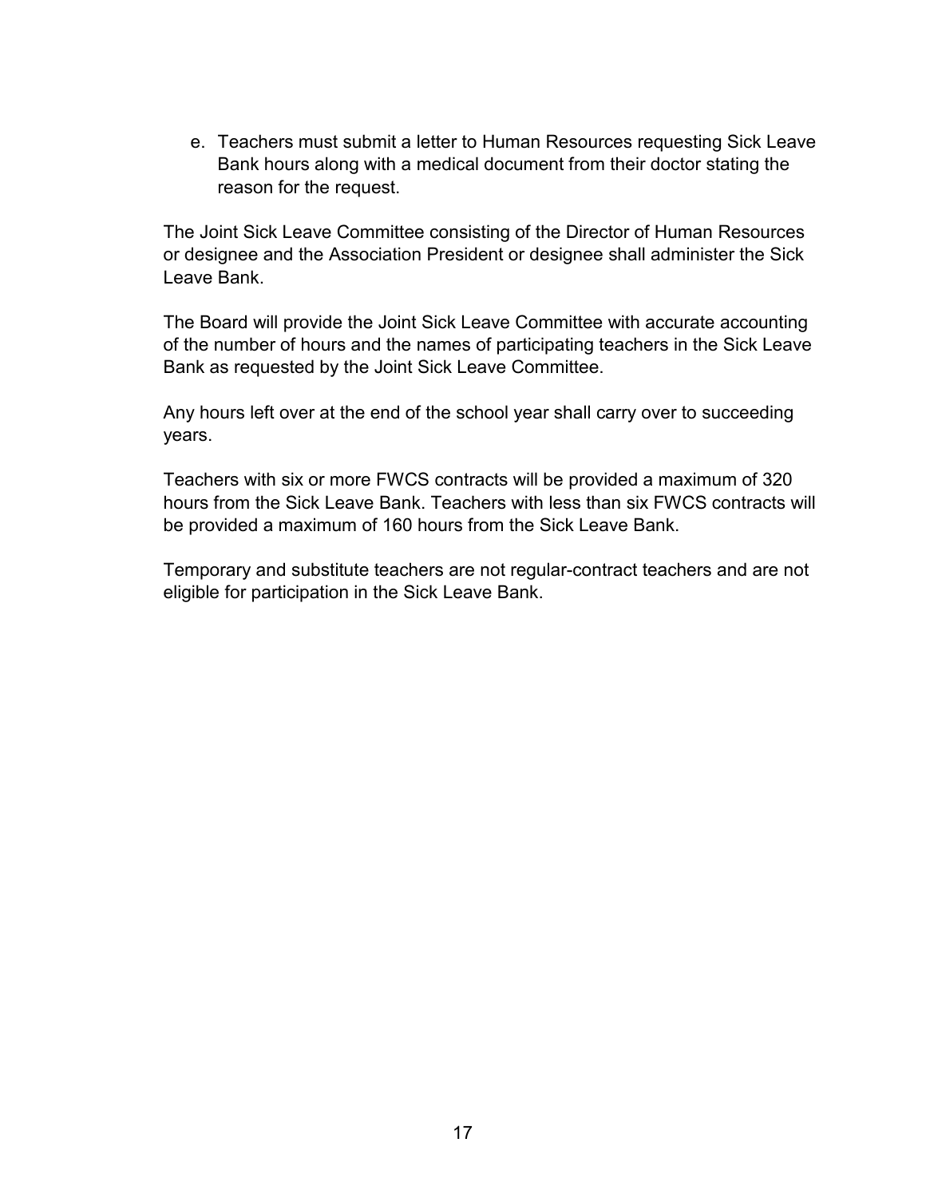e. Teachers must submit a letter to Human Resources requesting Sick Leave Bank hours along with a medical document from their doctor stating the reason for the request.

The Joint Sick Leave Committee consisting of the Director of Human Resources or designee and the Association President or designee shall administer the Sick Leave Bank.

The Board will provide the Joint Sick Leave Committee with accurate accounting of the number of hours and the names of participating teachers in the Sick Leave Bank as requested by the Joint Sick Leave Committee.

Any hours left over at the end of the school year shall carry over to succeeding years.

Teachers with six or more FWCS contracts will be provided a maximum of 320 hours from the Sick Leave Bank. Teachers with less than six FWCS contracts will be provided a maximum of 160 hours from the Sick Leave Bank.

Temporary and substitute teachers are not regular-contract teachers and are not eligible for participation in the Sick Leave Bank.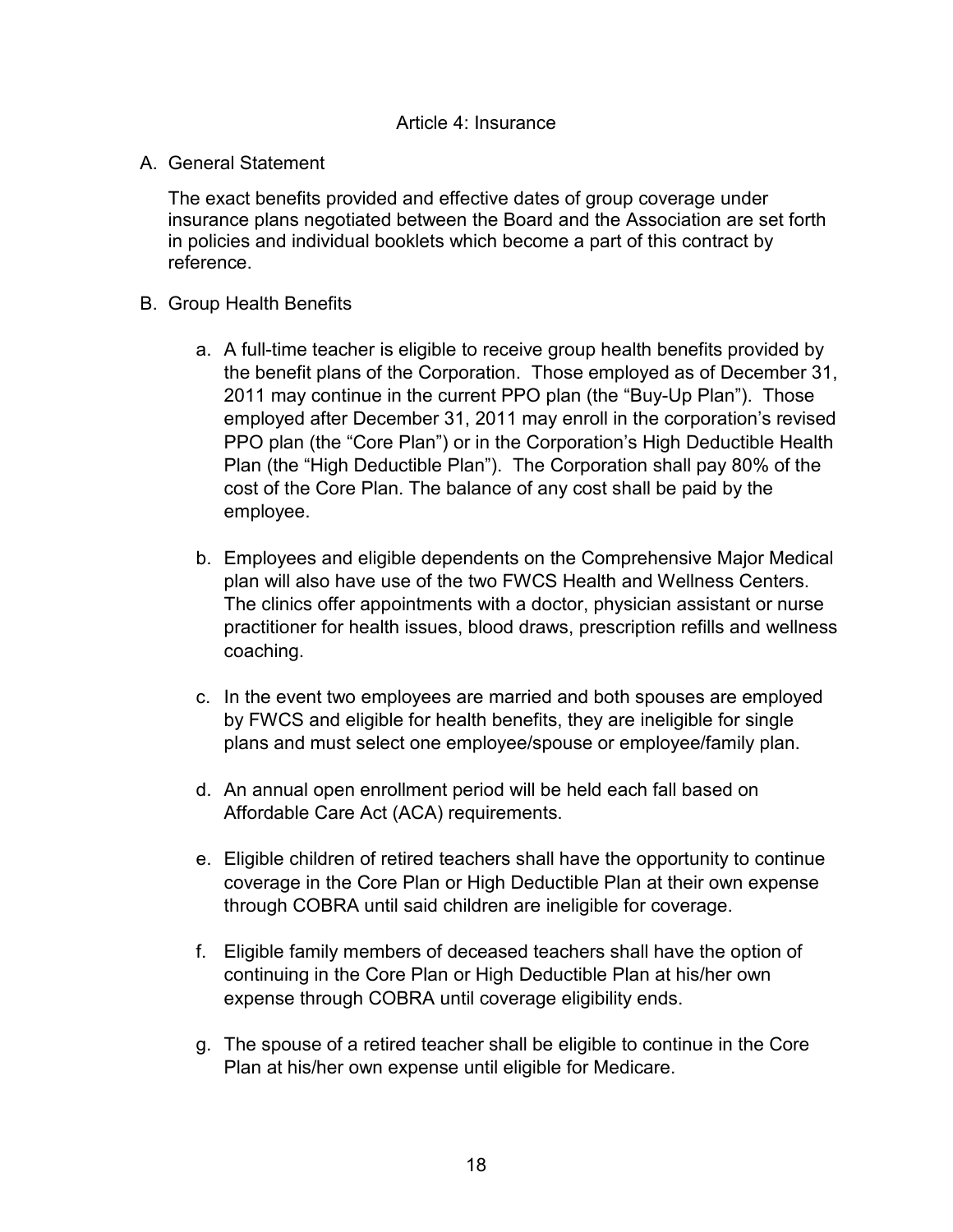# Article 4: Insurance

## A. General Statement

The exact benefits provided and effective dates of group coverage under insurance plans negotiated between the Board and the Association are set forth in policies and individual booklets which become a part of this contract by reference.

## B. Group Health Benefits

a. A full-time teacher is eligible to receive group health benefits provided by the benefit plans of the Corporation. Those employed as of December 31, 2011 may continue in the current PPO plan (the "Buy-Up Plan"). Those employed after December 31, 2011 may enroll in the corporation's revised PPO plan (the "Core Plan") or in the Corporation's High Deductible Health Plan (the "High Deductible Plan"). The Corporation shall pay 80% of the cost of the Core Plan. The balance of any cost shall be paid by the employee.

b. Employees and eligible dependents on the Comprehensive Major Medical plan will also have use of the two FWCS Health and Wellness Centers. The clinics offer appointments with a doctor, physician assistant or nurse practitioner for health issues, blood draws, prescription refills and wellness coaching.

c. In the event two employees are married and both spouses are employed by FWCS and eligible for health benefits, they are ineligible for single plans and must select one employee/spouse or employee/family plan.

d. An annual open enrollment period will be held each fall based on Affordable Care Act (ACA) requirements.

e. Eligible children of retired teachers shall have the opportunity to continue coverage in the Core Plan or High Deductible Plan at their own expense through COBRA until said children are ineligible for coverage.

f. Eligible family members of deceased teachers shall have the option of continuing in the Core Plan or High Deductible Plan at his/her own expense through COBRA until coverage eligibility ends.

g. The spouse of a retired teacher shall be eligible to continue in the Core Plan at his/her own expense until eligible for Medicare.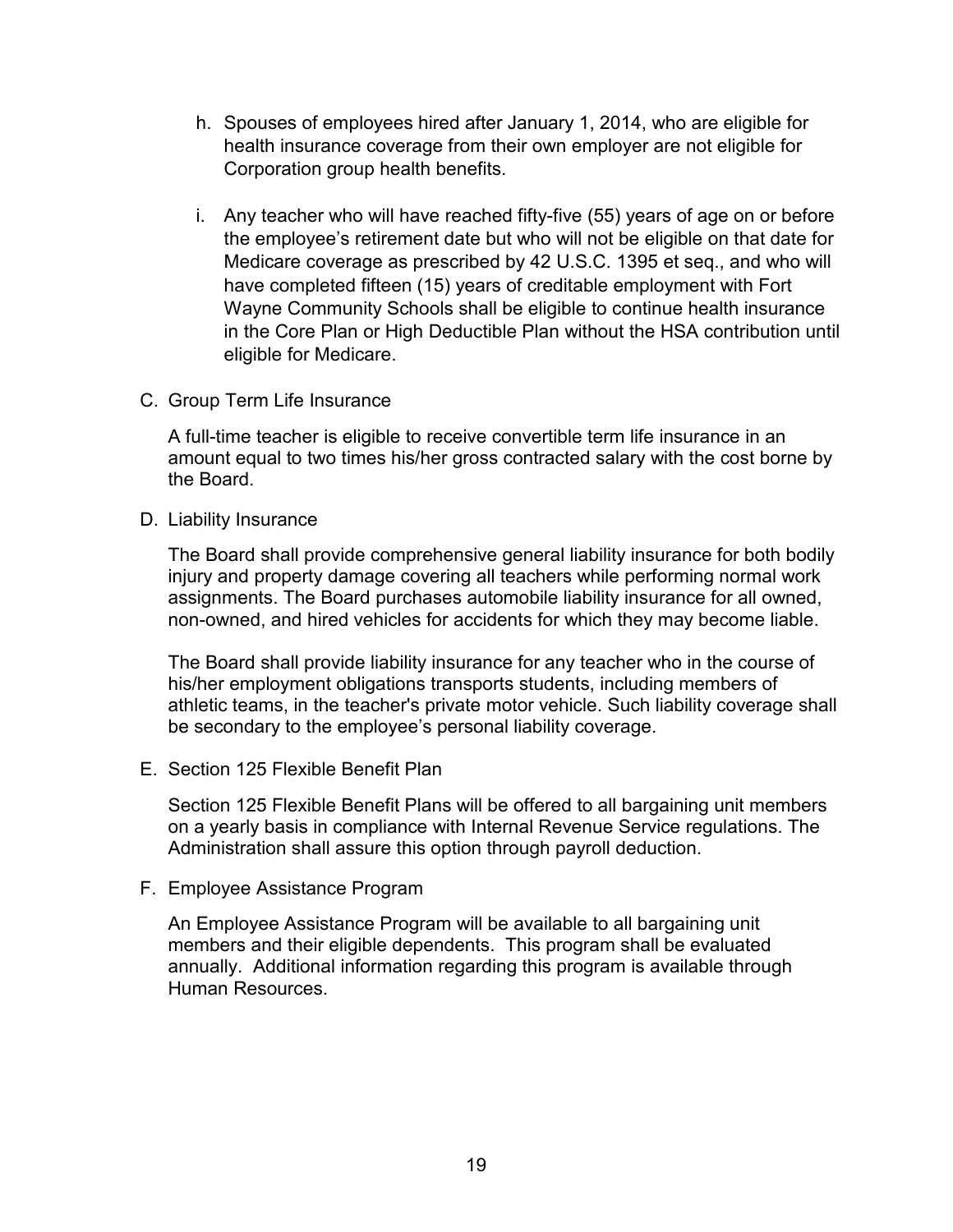h. Spouses of employees hired after January 1, 2014, who are eligible for health insurance coverage from their own employer are not eligible for Corporation group health benefits.

i. Any teacher who will have reached fifty-five (55) years of age on or before the employee's retirement date but who will not be eligible on that date for Medicare coverage as prescribed by 42 U.S.C. 1395 et seq., and who will have completed fifteen (15) years of creditable employment with Fort Wayne Community Schools shall be eligible to continue health insurance in the Core Plan or High Deductible Plan without the HSA contribution until eligible for Medicare.

C. Group Term Life Insurance

A full-time teacher is eligible to receive convertible term life insurance in an amount equal to two times his/her gross contracted salary with the cost borne by the Board.

D. Liability Insurance

The Board shall provide comprehensive general liability insurance for both bodily injury and property damage covering all teachers while performing normal work assignments. The Board purchases automobile liability insurance for all owned, non-owned, and hired vehicles for accidents for which they may become liable.

The Board shall provide liability insurance for any teacher who in the course of his/her employment obligations transports students, including members of athletic teams, in the teacher's private motor vehicle. Such liability coverage shall be secondary to the employee's personal liability coverage.

E. Section 125 Flexible Benefit Plan

Section 125 Flexible Benefit Plans will be offered to all bargaining unit members on a yearly basis in compliance with Internal Revenue Service regulations. The Administration shall assure this option through payroll deduction.

F. Employee Assistance Program

An Employee Assistance Program will be available to all bargaining unit members and their eligible dependents. This program shall be evaluated annually. Additional information regarding this program is available through Human Resources.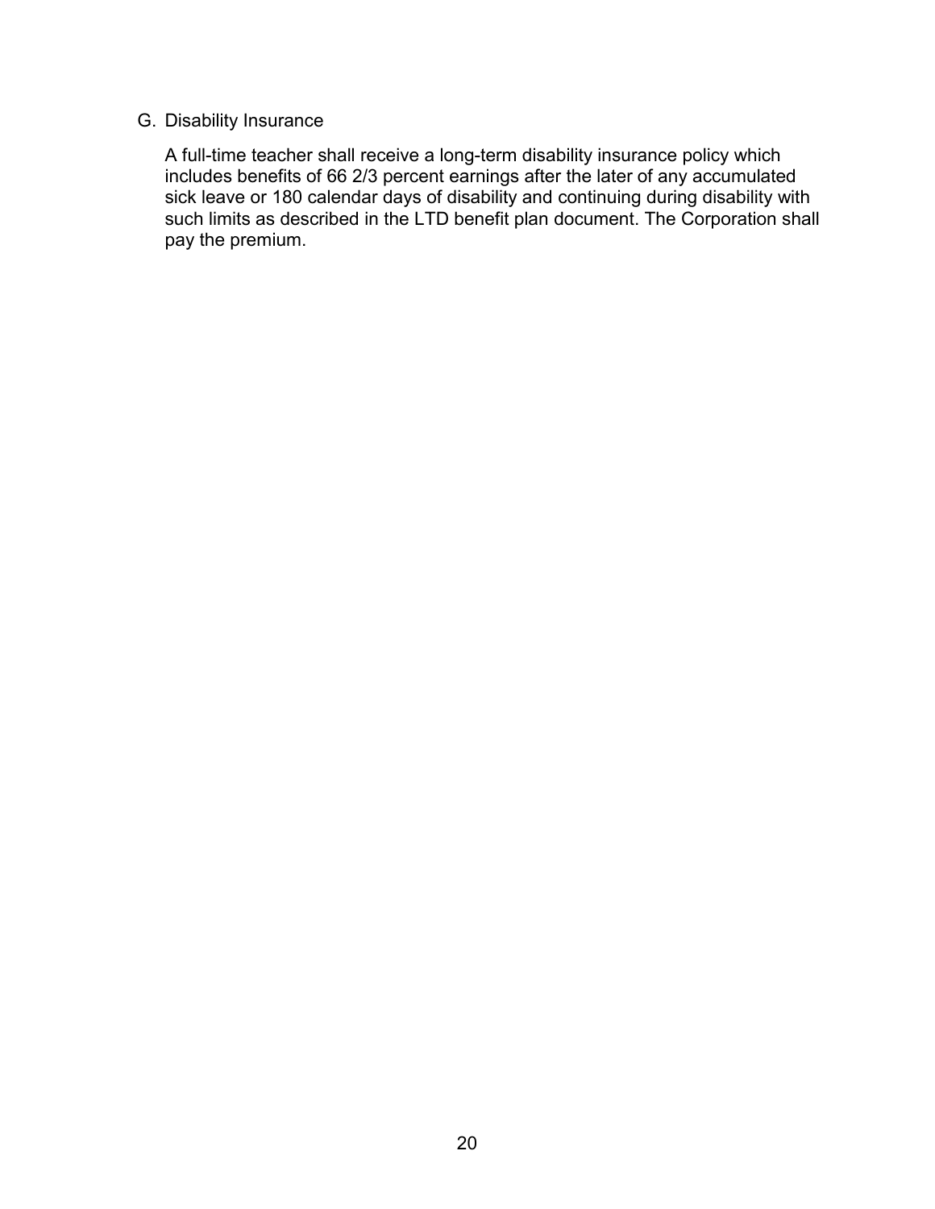G. Disability Insurance

A full-time teacher shall receive a long-term disability insurance policy which includes benefits of 66 2/3 percent earnings after the later of any accumulated sick leave or 180 calendar days of disability and continuing during disability with such limits as described in the LTD benefit plan document. The Corporation shall pay the premium.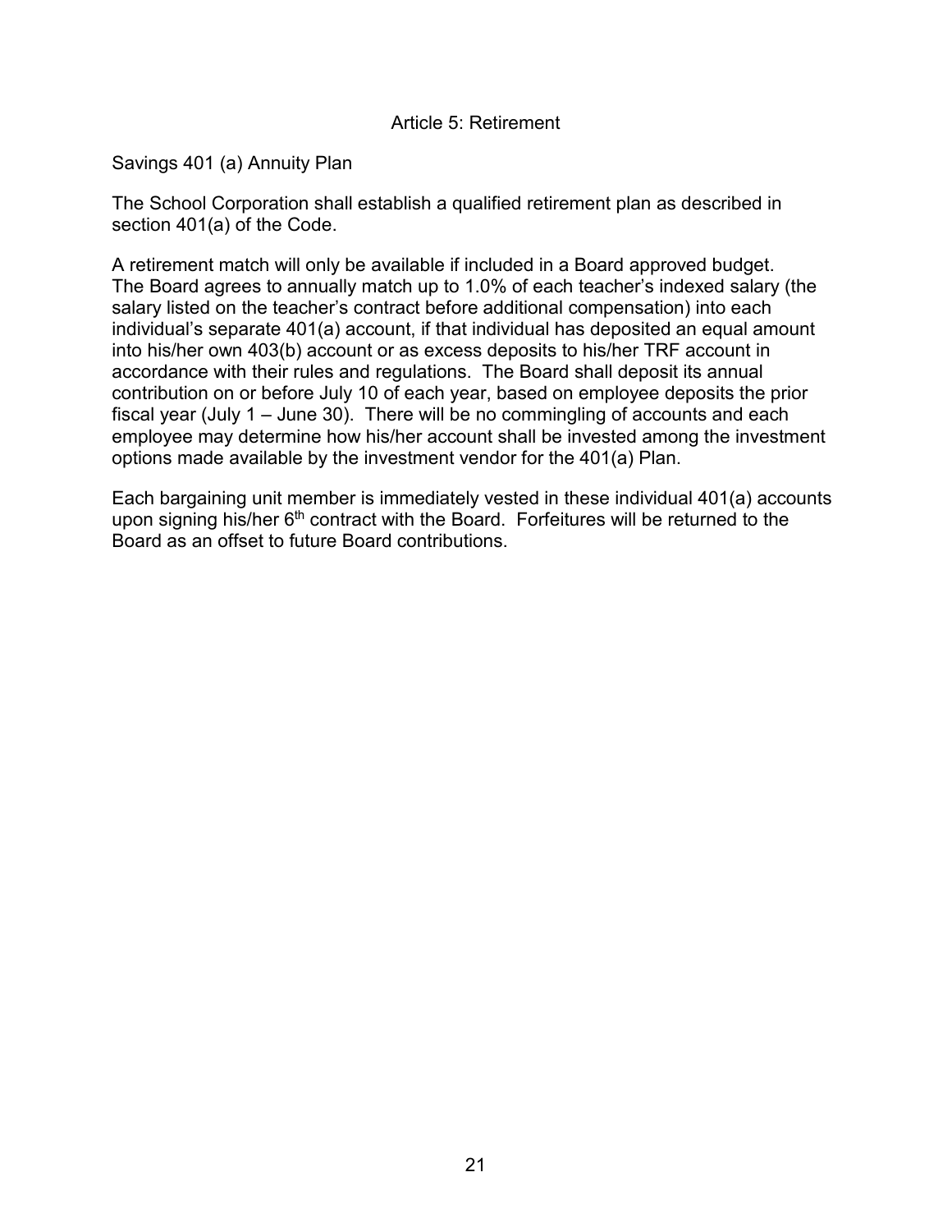# Article 5: Retirement

## Savings 401 (a) Annuity Plan

The School Corporation shall establish a qualified retirement plan as described in section 401(a) of the Code.

A retirement match will only be available if included in a Board approved budget. The Board agrees to annually match up to 1.0% of each teacher's indexed salary (the salary listed on the teacher's contract before additional compensation) into each individual's separate 401(a) account, if that individual has deposited an equal amount into his/her own 403(b) account or as excess deposits to his/her TRF account in accordance with their rules and regulations. The Board shall deposit its annual contribution on or before July 10 of each year, based on employee deposits the prior fiscal year (July 1 – June 30). There will be no commingling of accounts and each employee may determine how his/her account shall be invested among the investment options made available by the investment vendor for the 401(a) Plan.

Each bargaining unit member is immediately vested in these individual 401(a) accounts upon signing his/her 6th contract with the Board. Forfeitures will be returned to the Board as an offset to future Board contributions.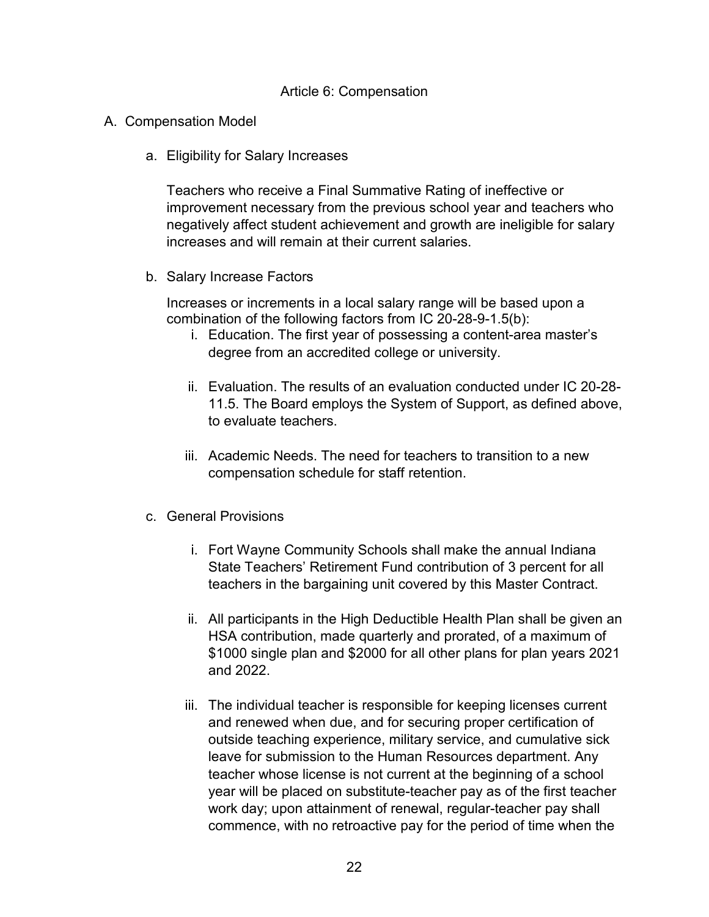# Article 6: Compensation

## A. Compensation Model

### a. Eligibility for Salary Increases

Teachers who receive a Final Summative Rating of ineffective or improvement necessary from the previous school year and teachers who negatively affect student achievement and growth are ineligible for salary increases and will remain at their current salaries.

### b. Salary Increase Factors

Increases or increments in a local salary range will be based upon a combination of the following factors from IC 20-28-9-1.5(b):

i. Education. The first year of possessing a content-area master's degree from an accredited college or university.

ii. Evaluation. The results of an evaluation conducted under IC 20-28-11.5. The Board employs the System of Support, as defined above, to evaluate teachers.

iii. Academic Needs. The need for teachers to transition to a new compensation schedule for staff retention.

### c. General Provisions

i. Fort Wayne Community Schools shall make the annual Indiana State Teachers' Retirement Fund contribution of 3 percent for all teachers in the bargaining unit covered by this Master Contract.

ii. All participants in the High Deductible Health Plan shall be given an HSA contribution, made quarterly and prorated, of a maximum of $1000 single plan and $2000 for all other plans for plan years 2021 and 2022.

iii. The individual teacher is responsible for keeping licenses current and renewed when due, and for securing proper certification of outside teaching experience, military service, and cumulative sick leave for submission to the Human Resources department. Any teacher whose license is not current at the beginning of a school year will be placed on substitute-teacher pay as of the first teacher work day; upon attainment of renewal, regular-teacher pay shall commence, with no retroactive pay for the period of time when the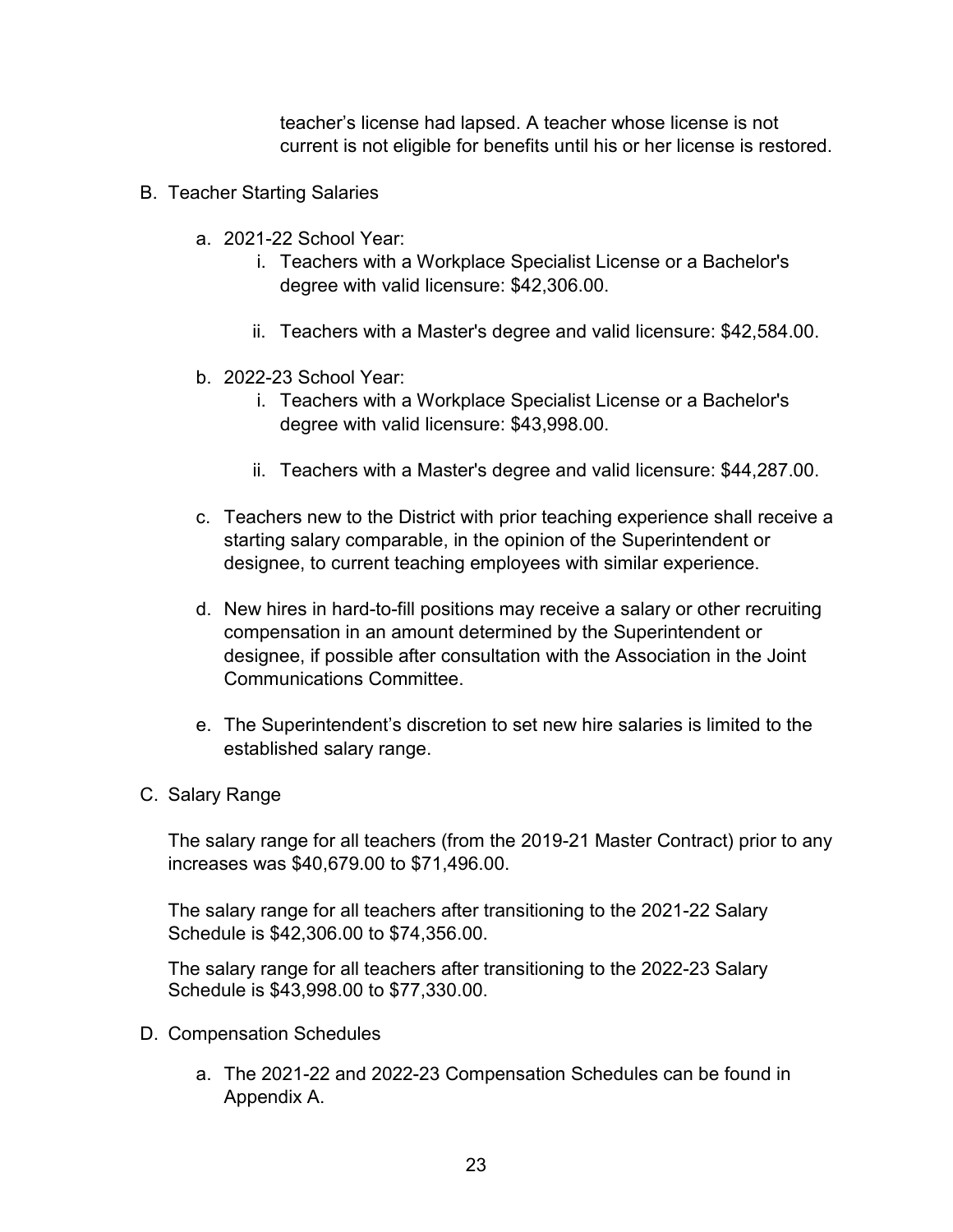teacher's license had lapsed. A teacher whose license is not current is not eligible for benefits until his or her license is restored.

B. Teacher Starting Salaries

  a. 2021-22 School Year:
     i. Teachers with a Workplace Specialist License or a Bachelor's degree with valid licensure: $42,306.00.

     ii. Teachers with a Master's degree and valid licensure: $42,584.00.

  b. 2022-23 School Year:
     i. Teachers with a Workplace Specialist License or a Bachelor's degree with valid licensure: $43,998.00.

     ii. Teachers with a Master's degree and valid licensure: $44,287.00.

  c. Teachers new to the District with prior teaching experience shall receive a starting salary comparable, in the opinion of the Superintendent or designee, to current teaching employees with similar experience.

  d. New hires in hard-to-fill positions may receive a salary or other recruiting compensation in an amount determined by the Superintendent or designee, if possible after consultation with the Association in the Joint Communications Committee.

  e. The Superintendent's discretion to set new hire salaries is limited to the established salary range.

C. Salary Range

The salary range for all teachers (from the 2019-21 Master Contract) prior to any increases was $40,679.00 to $71,496.00.

The salary range for all teachers after transitioning to the 2021-22 Salary Schedule is $42,306.00 to $74,356.00.

The salary range for all teachers after transitioning to the 2022-23 Salary Schedule is $43,998.00 to $77,330.00.

D. Compensation Schedules

  a. The 2021-22 and 2022-23 Compensation Schedules can be found in Appendix A.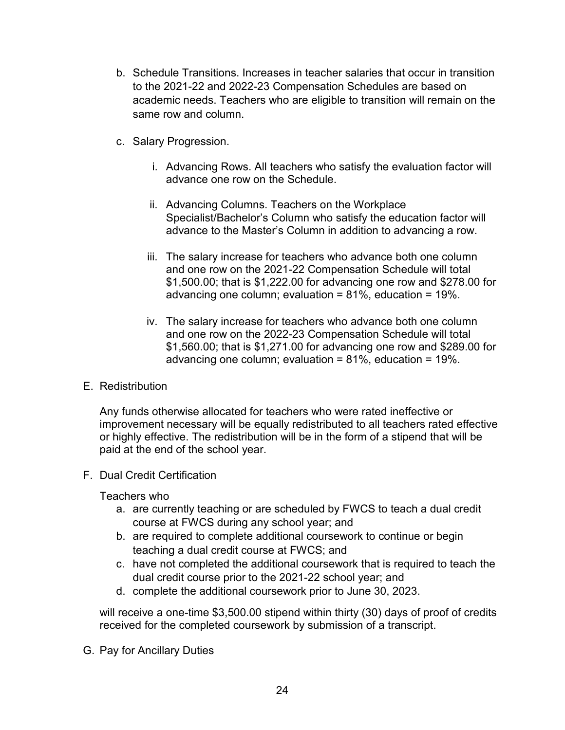b. Schedule Transitions. Increases in teacher salaries that occur in transition to the 2021-22 and 2022-23 Compensation Schedules are based on academic needs. Teachers who are eligible to transition will remain on the same row and column.

c. Salary Progression.

   i. Advancing Rows. All teachers who satisfy the evaluation factor will advance one row on the Schedule.

   ii. Advancing Columns. Teachers on the Workplace Specialist/Bachelor's Column who satisfy the education factor will advance to the Master's Column in addition to advancing a row.

   iii. The salary increase for teachers who advance both one column and one row on the 2021-22 Compensation Schedule will total $1,500.00; that is $1,222.00 for advancing one row and $278.00 for advancing one column; evaluation = 81%, education = 19%.

   iv. The salary increase for teachers who advance both one column and one row on the 2022-23 Compensation Schedule will total $1,560.00; that is $1,271.00 for advancing one row and $289.00 for advancing one column; evaluation = 81%, education = 19%.

E. Redistribution

Any funds otherwise allocated for teachers who were rated ineffective or improvement necessary will be equally redistributed to all teachers rated effective or highly effective. The redistribution will be in the form of a stipend that will be paid at the end of the school year.

F. Dual Credit Certification

Teachers who

a. are currently teaching or are scheduled by FWCS to teach a dual credit course at FWCS during any school year; and
b. are required to complete additional coursework to continue or begin teaching a dual credit course at FWCS; and
c. have not completed the additional coursework that is required to teach the dual credit course prior to the 2021-22 school year; and
d. complete the additional coursework prior to June 30, 2023.

will receive a one-time $3,500.00 stipend within thirty (30) days of proof of credits received for the completed coursework by submission of a transcript.

G. Pay for Ancillary Duties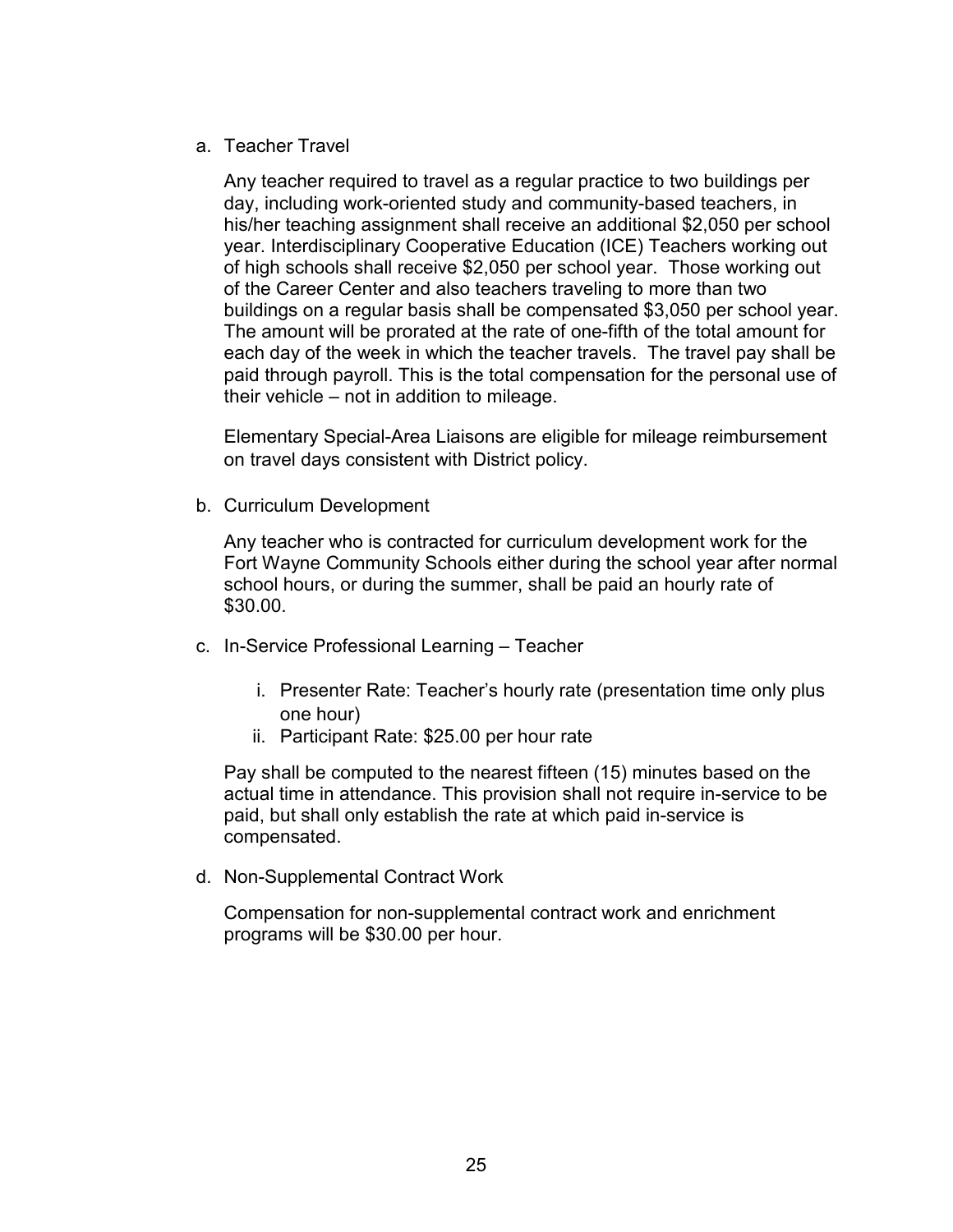a. Teacher Travel

   Any teacher required to travel as a regular practice to two buildings per day, including work-oriented study and community-based teachers, in his/her teaching assignment shall receive an additional $2,050 per school year. Interdisciplinary Cooperative Education (ICE) Teachers working out of high schools shall receive $2,050 per school year. Those working out of the Career Center and also teachers traveling to more than two buildings on a regular basis shall be compensated $3,050 per school year. The amount will be prorated at the rate of one-fifth of the total amount for each day of the week in which the teacher travels. The travel pay shall be paid through payroll. This is the total compensation for the personal use of their vehicle – not in addition to mileage.

   Elementary Special-Area Liaisons are eligible for mileage reimbursement on travel days consistent with District policy.

b. Curriculum Development

   Any teacher who is contracted for curriculum development work for the Fort Wayne Community Schools either during the school year after normal school hours, or during the summer, shall be paid an hourly rate of $30.00.

c. In-Service Professional Learning – Teacher

   i. Presenter Rate: Teacher's hourly rate (presentation time only plus one hour)
   ii. Participant Rate: $25.00 per hour rate

   Pay shall be computed to the nearest fifteen (15) minutes based on the actual time in attendance. This provision shall not require in-service to be paid, but shall only establish the rate at which paid in-service is compensated.

d. Non-Supplemental Contract Work

   Compensation for non-supplemental contract work and enrichment programs will be $30.00 per hour.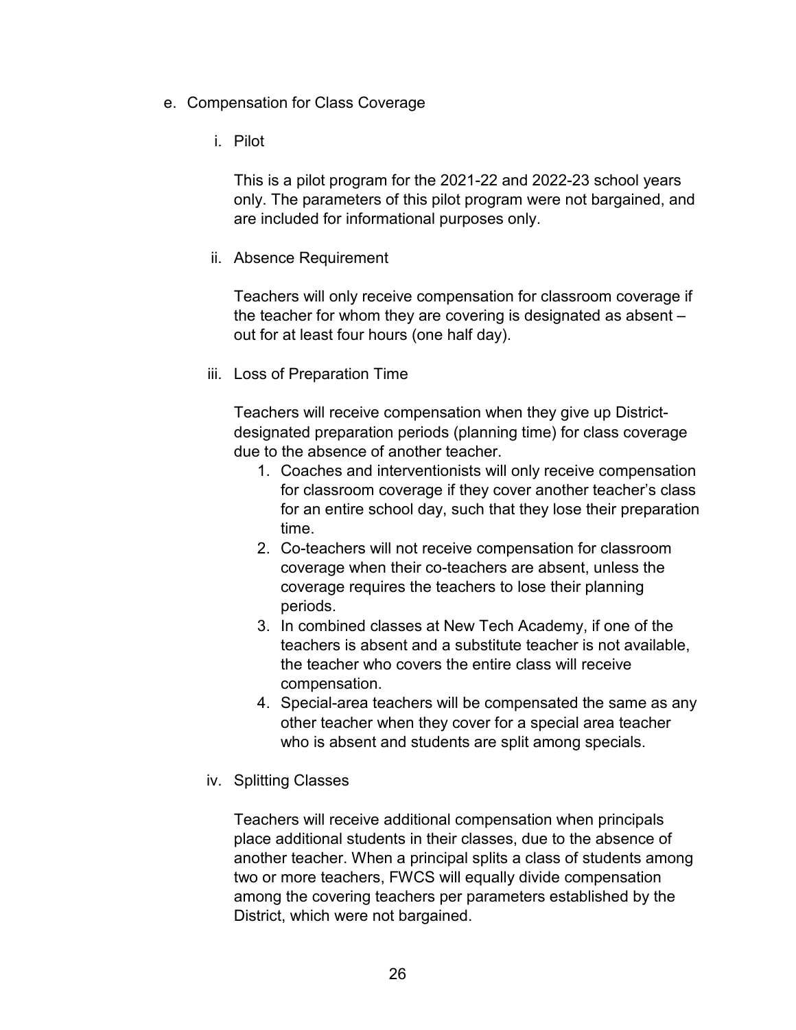e. Compensation for Class Coverage

   i. Pilot

      This is a pilot program for the 2021-22 and 2022-23 school years only. The parameters of this pilot program were not bargained, and are included for informational purposes only.

   ii. Absence Requirement

      Teachers will only receive compensation for classroom coverage if the teacher for whom they are covering is designated as absent – out for at least four hours (one half day).

   iii. Loss of Preparation Time

      Teachers will receive compensation when they give up District-designated preparation periods (planning time) for class coverage due to the absence of another teacher.

      1. Coaches and interventionists will only receive compensation for classroom coverage if they cover another teacher's class for an entire school day, such that they lose their preparation time.
      2. Co-teachers will not receive compensation for classroom coverage when their co-teachers are absent, unless the coverage requires the teachers to lose their planning periods.
      3. In combined classes at New Tech Academy, if one of the teachers is absent and a substitute teacher is not available, the teacher who covers the entire class will receive compensation.
      4. Special-area teachers will be compensated the same as any other teacher when they cover for a special area teacher who is absent and students are split among specials.

   iv. Splitting Classes

      Teachers will receive additional compensation when principals place additional students in their classes, due to the absence of another teacher. When a principal splits a class of students among two or more teachers, FWCS will equally divide compensation among the covering teachers per parameters established by the District, which were not bargained.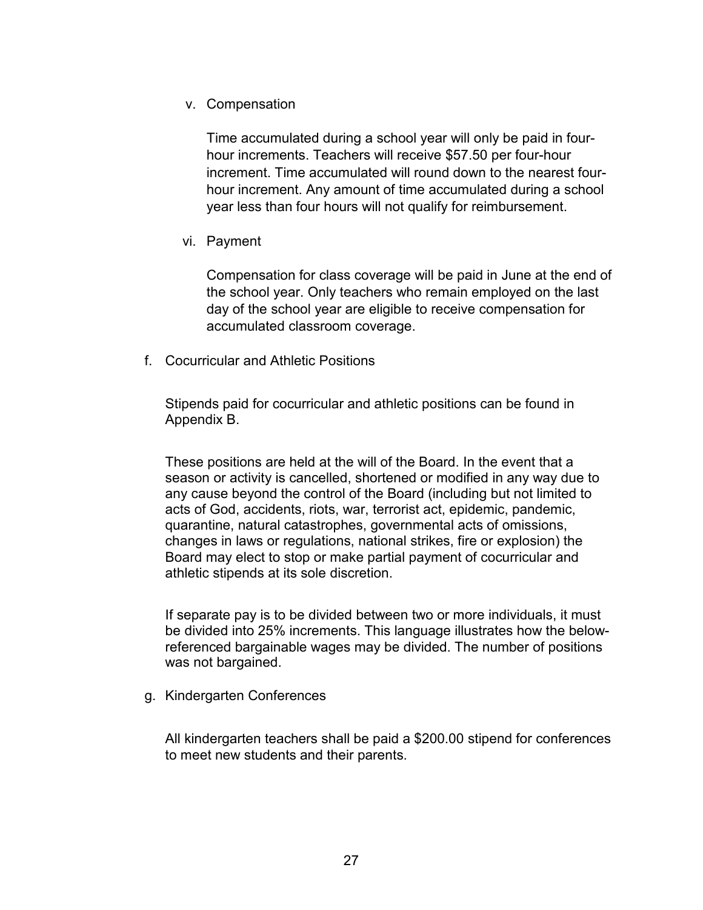v. Compensation

Time accumulated during a school year will only be paid in four-hour increments. Teachers will receive $57.50 per four-hour increment. Time accumulated will round down to the nearest four-hour increment. Any amount of time accumulated during a school year less than four hours will not qualify for reimbursement.

vi. Payment

Compensation for class coverage will be paid in June at the end of the school year. Only teachers who remain employed on the last day of the school year are eligible to receive compensation for accumulated classroom coverage.

f. Cocurricular and Athletic Positions

Stipends paid for cocurricular and athletic positions can be found in Appendix B.

These positions are held at the will of the Board. In the event that a season or activity is cancelled, shortened or modified in any way due to any cause beyond the control of the Board (including but not limited to acts of God, accidents, riots, war, terrorist act, epidemic, pandemic, quarantine, natural catastrophes, governmental acts of omissions, changes in laws or regulations, national strikes, fire or explosion) the Board may elect to stop or make partial payment of cocurricular and athletic stipends at its sole discretion.

If separate pay is to be divided between two or more individuals, it must be divided into 25% increments. This language illustrates how the below-referenced bargainable wages may be divided. The number of positions was not bargained.

g. Kindergarten Conferences

All kindergarten teachers shall be paid a $200.00 stipend for conferences to meet new students and their parents.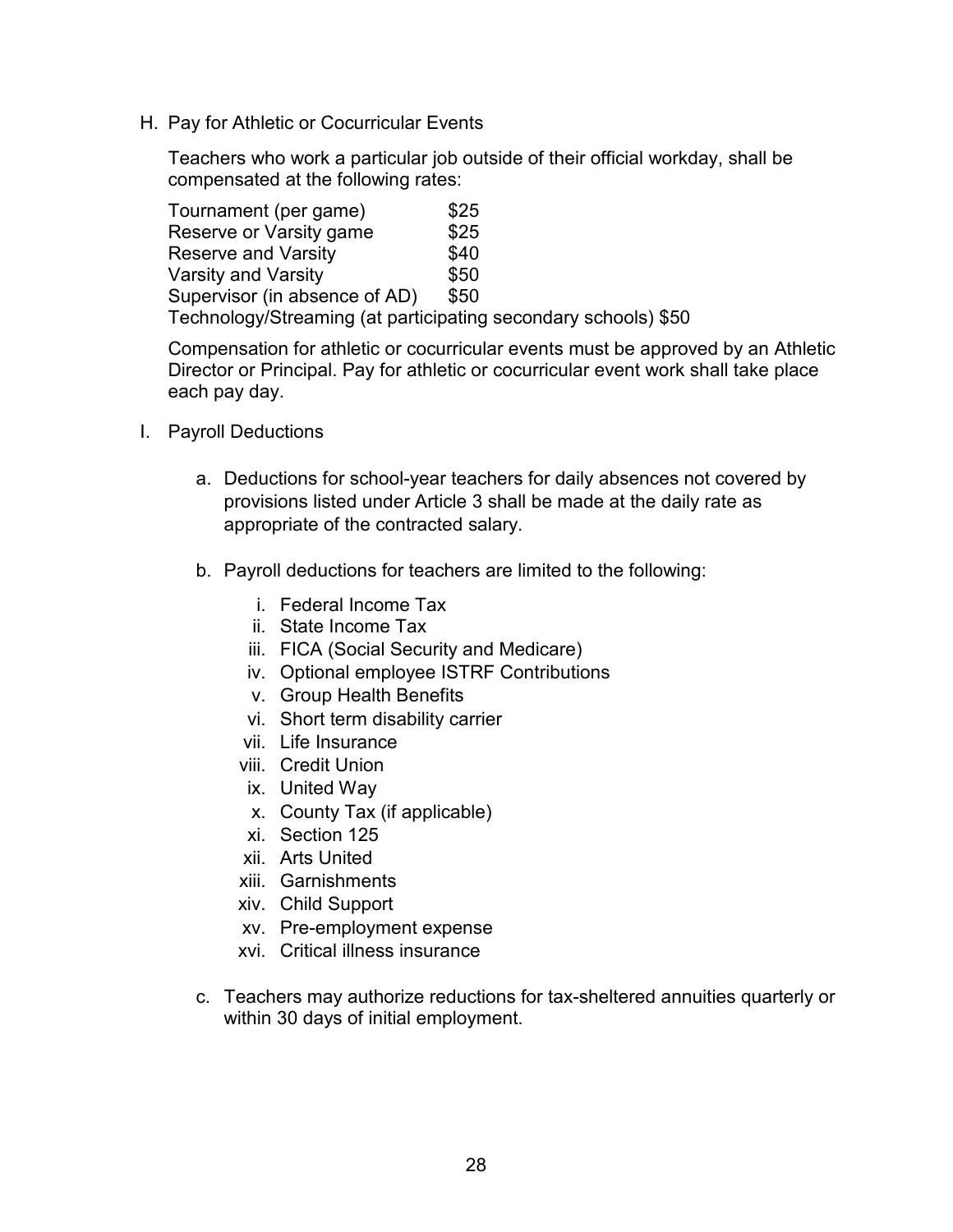H. Pay for Athletic or Cocurricular Events

Teachers who work a particular job outside of their official workday, shall be compensated at the following rates:

| | |
|---|---|
| Tournament (per game) | $25 |
| Reserve or Varsity game | $25 |
| Reserve and Varsity | $40 |
| Varsity and Varsity | $50 |
| Supervisor (in absence of AD) | $50 |
| Technology/Streaming (at participating secondary schools) | $50 |

Compensation for athletic or cocurricular events must be approved by an Athletic Director or Principal. Pay for athletic or cocurricular event work shall take place each pay day.

I. Payroll Deductions

a. Deductions for school-year teachers for daily absences not covered by provisions listed under Article 3 shall be made at the daily rate as appropriate of the contracted salary.

b. Payroll deductions for teachers are limited to the following:

   i. Federal Income Tax
   ii. State Income Tax
   iii. FICA (Social Security and Medicare)
   iv. Optional employee ISTRF Contributions
   v. Group Health Benefits
   vi. Short term disability carrier
   vii. Life Insurance
   viii. Credit Union
   ix. United Way
   x. County Tax (if applicable)
   xi. Section 125
   xii. Arts United
   xiii. Garnishments
   xiv. Child Support
   xv. Pre-employment expense
   xvi. Critical illness insurance

c. Teachers may authorize reductions for tax-sheltered annuities quarterly or within 30 days of initial employment.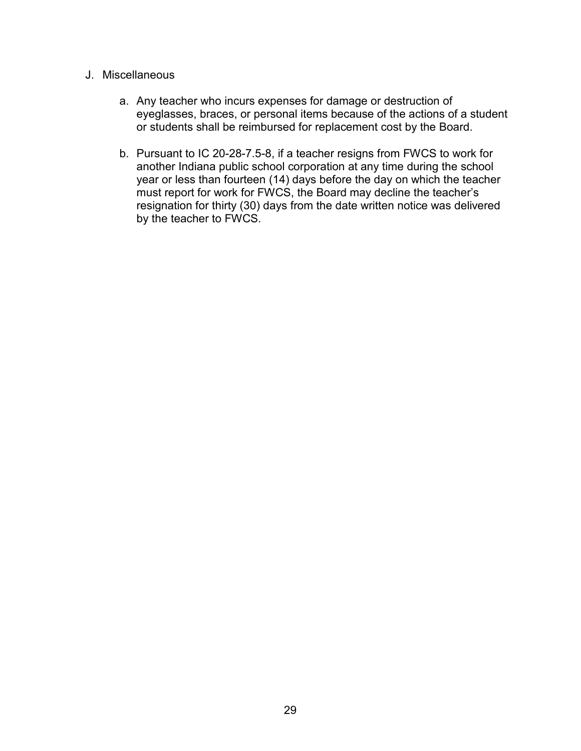J. Miscellaneous

   a. Any teacher who incurs expenses for damage or destruction of eyeglasses, braces, or personal items because of the actions of a student or students shall be reimbursed for replacement cost by the Board.

   b. Pursuant to IC 20-28-7.5-8, if a teacher resigns from FWCS to work for another Indiana public school corporation at any time during the school year or less than fourteen (14) days before the day on which the teacher must report for work for FWCS, the Board may decline the teacher's resignation for thirty (30) days from the date written notice was delivered by the teacher to FWCS.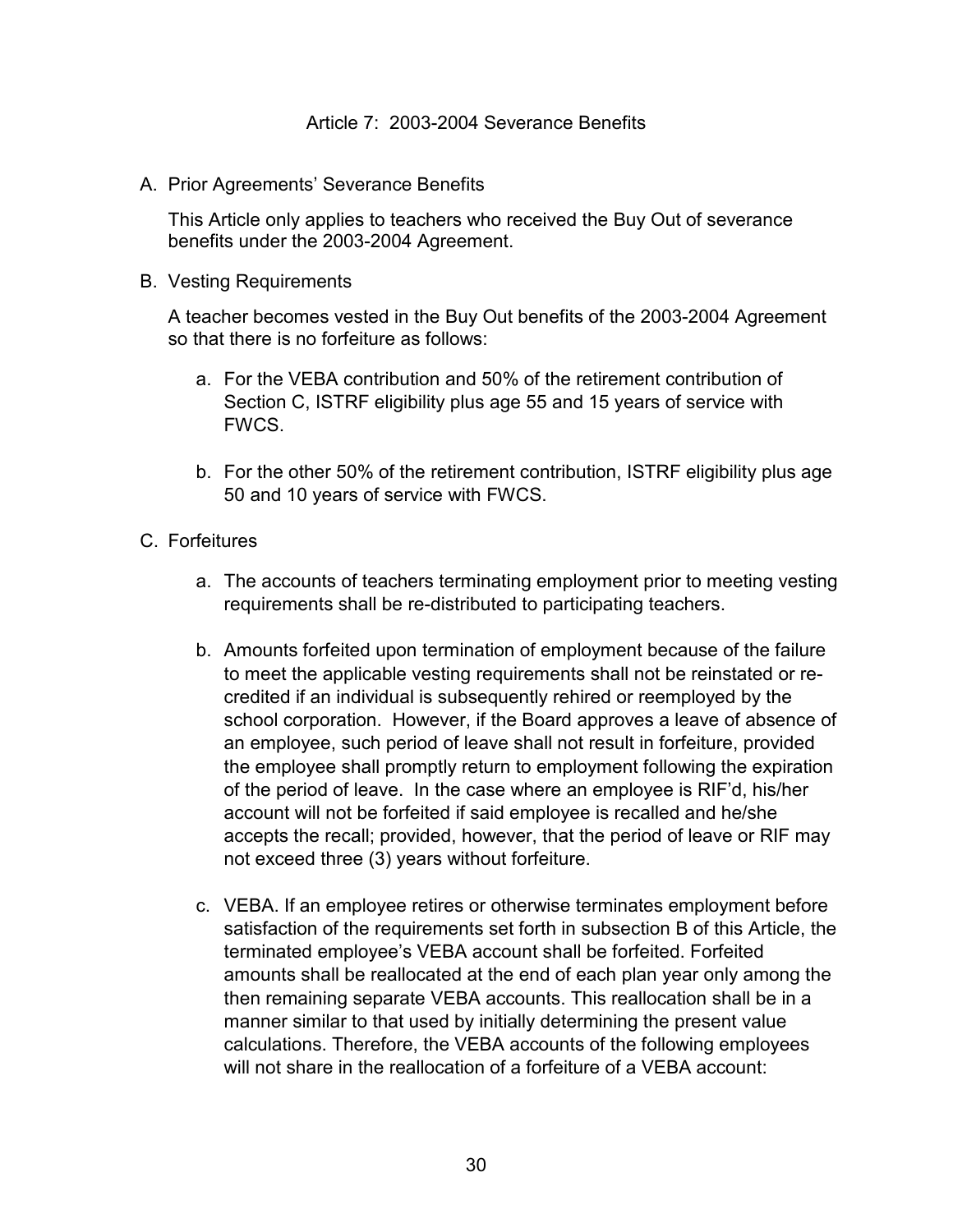## Article 7: 2003-2004 Severance Benefits

A. Prior Agreements' Severance Benefits

   This Article only applies to teachers who received the Buy Out of severance benefits under the 2003-2004 Agreement.

B. Vesting Requirements

   A teacher becomes vested in the Buy Out benefits of the 2003-2004 Agreement so that there is no forfeiture as follows:

   a. For the VEBA contribution and 50% of the retirement contribution of Section C, ISTRF eligibility plus age 55 and 15 years of service with FWCS.

   b. For the other 50% of the retirement contribution, ISTRF eligibility plus age 50 and 10 years of service with FWCS.

C. Forfeitures

   a. The accounts of teachers terminating employment prior to meeting vesting requirements shall be re-distributed to participating teachers.

   b. Amounts forfeited upon termination of employment because of the failure to meet the applicable vesting requirements shall not be reinstated or re-credited if an individual is subsequently rehired or reemployed by the school corporation. However, if the Board approves a leave of absence of an employee, such period of leave shall not result in forfeiture, provided the employee shall promptly return to employment following the expiration of the period of leave. In the case where an employee is RIF'd, his/her account will not be forfeited if said employee is recalled and he/she accepts the recall; provided, however, that the period of leave or RIF may not exceed three (3) years without forfeiture.

   c. VEBA. If an employee retires or otherwise terminates employment before satisfaction of the requirements set forth in subsection B of this Article, the terminated employee's VEBA account shall be forfeited. Forfeited amounts shall be reallocated at the end of each plan year only among the then remaining separate VEBA accounts. This reallocation shall be in a manner similar to that used by initially determining the present value calculations. Therefore, the VEBA accounts of the following employees will not share in the reallocation of a forfeiture of a VEBA account: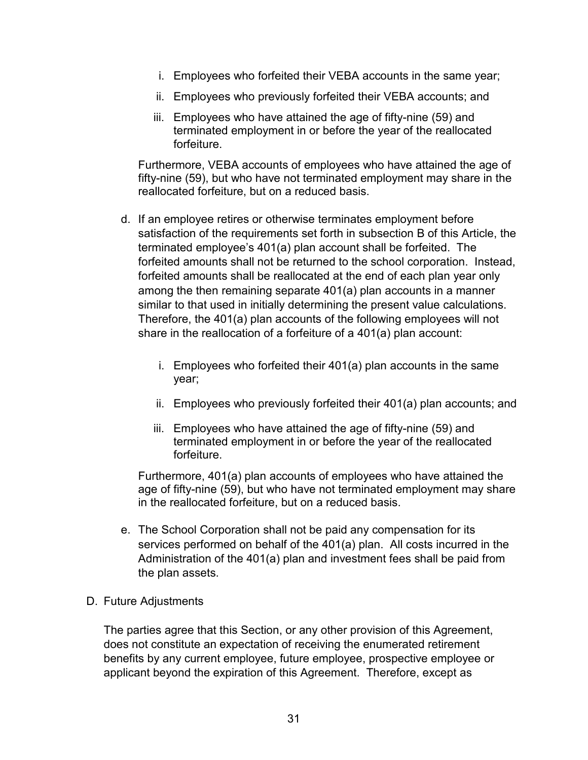i. Employees who forfeited their VEBA accounts in the same year;

   ii. Employees who previously forfeited their VEBA accounts; and

   iii. Employees who have attained the age of fifty-nine (59) and terminated employment in or before the year of the reallocated forfeiture.

   Furthermore, VEBA accounts of employees who have attained the age of fifty-nine (59), but who have not terminated employment may share in the reallocated forfeiture, but on a reduced basis.

d. If an employee retires or otherwise terminates employment before satisfaction of the requirements set forth in subsection B of this Article, the terminated employee's 401(a) plan account shall be forfeited. The forfeited amounts shall not be returned to the school corporation. Instead, forfeited amounts shall be reallocated at the end of each plan year only among the then remaining separate 401(a) plan accounts in a manner similar to that used in initially determining the present value calculations. Therefore, the 401(a) plan accounts of the following employees will not share in the reallocation of a forfeiture of a 401(a) plan account:

   i. Employees who forfeited their 401(a) plan accounts in the same year;

   ii. Employees who previously forfeited their 401(a) plan accounts; and

   iii. Employees who have attained the age of fifty-nine (59) and terminated employment in or before the year of the reallocated forfeiture.

   Furthermore, 401(a) plan accounts of employees who have attained the age of fifty-nine (59), but who have not terminated employment may share in the reallocated forfeiture, but on a reduced basis.

e. The School Corporation shall not be paid any compensation for its services performed on behalf of the 401(a) plan. All costs incurred in the Administration of the 401(a) plan and investment fees shall be paid from the plan assets.

D. Future Adjustments

The parties agree that this Section, or any other provision of this Agreement, does not constitute an expectation of receiving the enumerated retirement benefits by any current employee, future employee, prospective employee or applicant beyond the expiration of this Agreement. Therefore, except as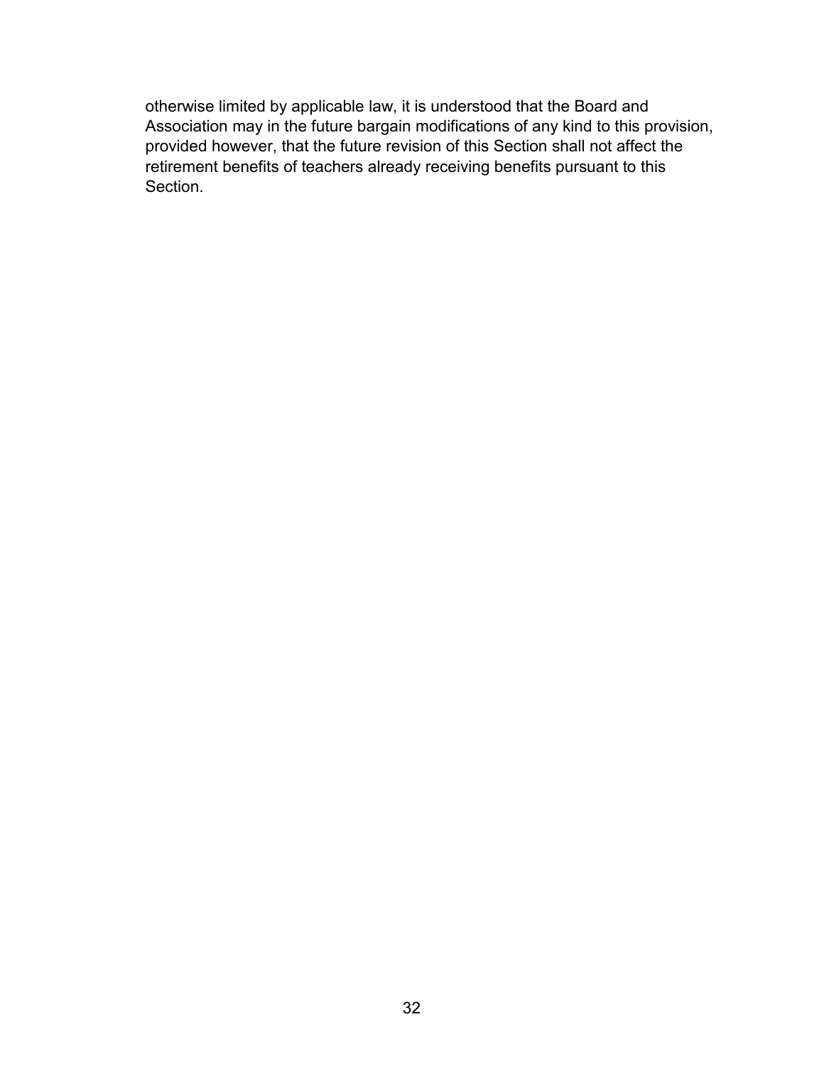otherwise limited by applicable law, it is understood that the Board and Association may in the future bargain modifications of any kind to this provision, provided however, that the future revision of this Section shall not affect the retirement benefits of teachers already receiving benefits pursuant to this Section.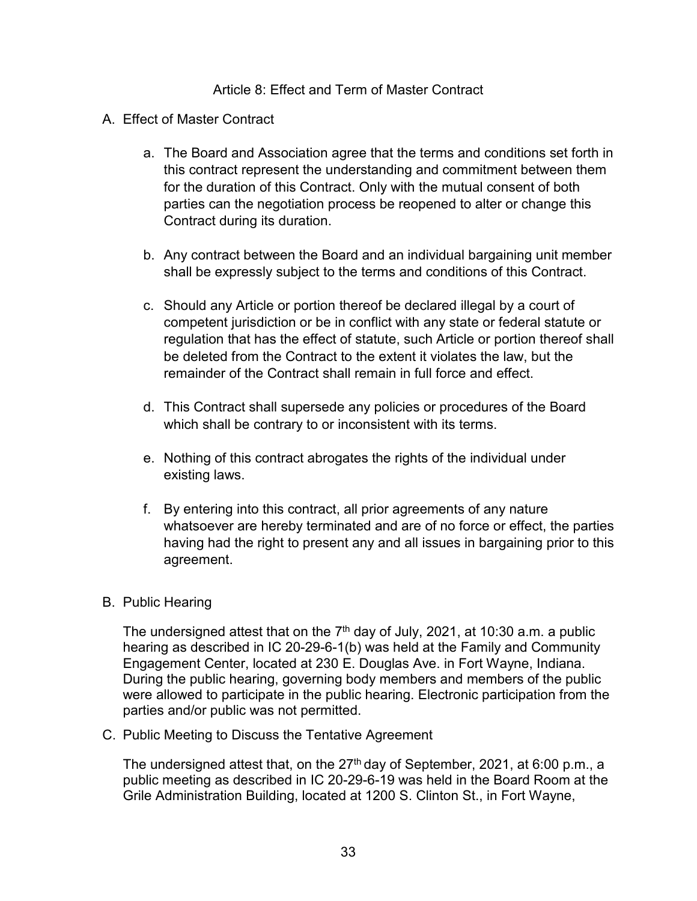## Article 8: Effect and Term of Master Contract

A. Effect of Master Contract

   a. The Board and Association agree that the terms and conditions set forth in this contract represent the understanding and commitment between them for the duration of this Contract. Only with the mutual consent of both parties can the negotiation process be reopened to alter or change this Contract during its duration.

   b. Any contract between the Board and an individual bargaining unit member shall be expressly subject to the terms and conditions of this Contract.

   c. Should any Article or portion thereof be declared illegal by a court of competent jurisdiction or be in conflict with any state or federal statute or regulation that has the effect of statute, such Article or portion thereof shall be deleted from the Contract to the extent it violates the law, but the remainder of the Contract shall remain in full force and effect.

   d. This Contract shall supersede any policies or procedures of the Board which shall be contrary to or inconsistent with its terms.

   e. Nothing of this contract abrogates the rights of the individual under existing laws.

   f. By entering into this contract, all prior agreements of any nature whatsoever are hereby terminated and are of no force or effect, the parties having had the right to present any and all issues in bargaining prior to this agreement.

B. Public Hearing

   The undersigned attest that on the 7th day of July, 2021, at 10:30 a.m. a public hearing as described in IC 20-29-6-1(b) was held at the Family and Community Engagement Center, located at 230 E. Douglas Ave. in Fort Wayne, Indiana. During the public hearing, governing body members and members of the public were allowed to participate in the public hearing. Electronic participation from the parties and/or public was not permitted.

C. Public Meeting to Discuss the Tentative Agreement

   The undersigned attest that, on the 27th day of September, 2021, at 6:00 p.m., a public meeting as described in IC 20-29-6-19 was held in the Board Room at the Grile Administration Building, located at 1200 S. Clinton St., in Fort Wayne,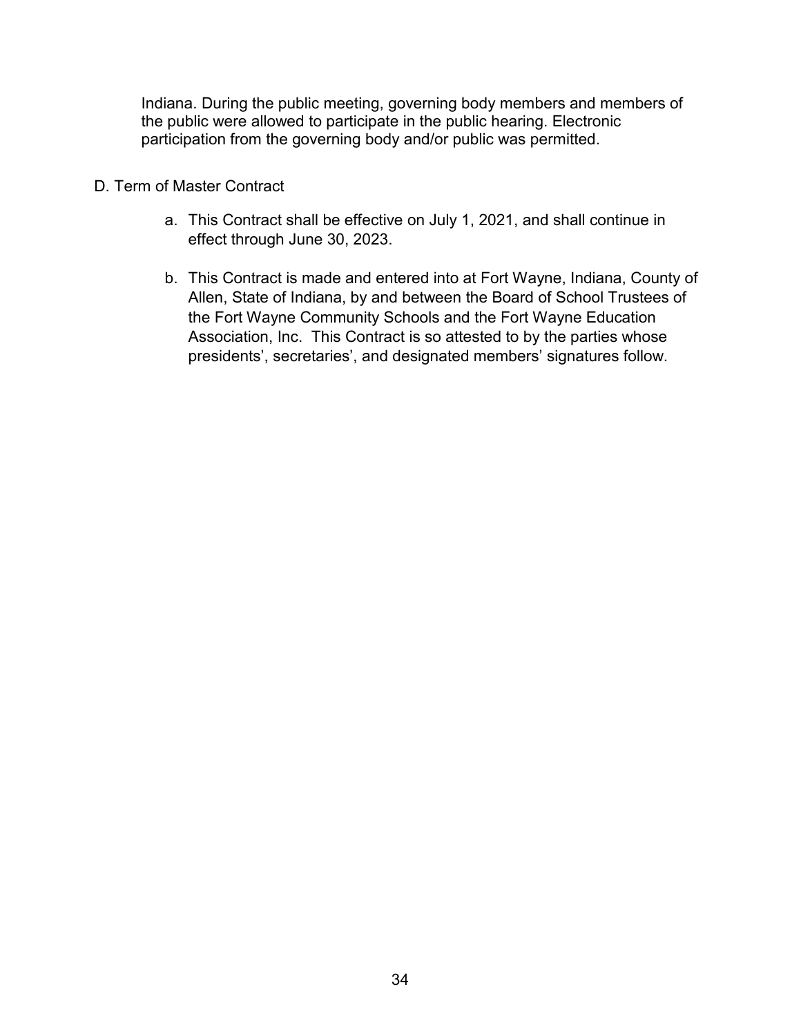Indiana. During the public meeting, governing body members and members of the public were allowed to participate in the public hearing. Electronic participation from the governing body and/or public was permitted.

D. Term of Master Contract

a. This Contract shall be effective on July 1, 2021, and shall continue in effect through June 30, 2023.

b. This Contract is made and entered into at Fort Wayne, Indiana, County of Allen, State of Indiana, by and between the Board of School Trustees of the Fort Wayne Community Schools and the Fort Wayne Education Association, Inc. This Contract is so attested to by the parties whose presidents', secretaries', and designated members' signatures follow.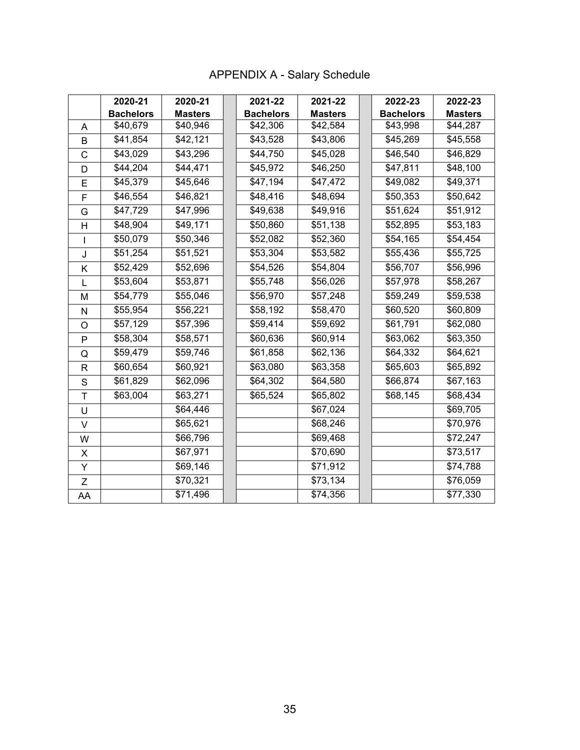# APPENDIX A - Salary Schedule

| | 2020-21 Bachelors | 2020-21 Masters | | 2021-22 Bachelors | 2021-22 Masters | | 2022-23 Bachelors | 2022-23 Masters |
|---|---|---|---|---|---|---|---|---|
| A | $40,679 | $40,946 | | $42,306 | $42,584 | | $43,998 | $44,287 |
| B | $41,854 | $42,121 | | $43,528 | $43,806 | | $45,269 | $45,558 |
| C | $43,029 | $43,296 | | $44,750 | $45,028 | | $46,540 | $46,829 |
| D | $44,204 | $44,471 | | $45,972 | $46,250 | | $47,811 | $48,100 |
| E | $45,379 | $45,646 | | $47,194 | $47,472 | | $49,082 | $49,371 |
| F | $46,554 | $46,821 | | $48,416 | $48,694 | | $50,353 | $50,642 |
| G | $47,729 | $47,996 | | $49,638 | $49,916 | | $51,624 | $51,912 |
| H | $48,904 | $49,171 | | $50,860 | $51,138 | | $52,895 | $53,183 |
| I | $50,079 | $50,346 | | $52,082 | $52,360 | | $54,165 | $54,454 |
| J | $51,254 | $51,521 | | $53,304 | $53,582 | | $55,436 | $55,725 |
| K | $52,429 | $52,696 | | $54,526 | $54,804 | | $56,707 | $56,996 |
| L | $53,604 | $53,871 | | $55,748 | $56,026 | | $57,978 | $58,267 |
| M | $54,779 | $55,046 | | $56,970 | $57,248 | | $59,249 | $59,538 |
| N | $55,954 | $56,221 | | $58,192 | $58,470 | | $60,520 | $60,809 |
| O | $57,129 | $57,396 | | $59,414 | $59,692 | | $61,791 | $62,080 |
| P | $58,304 | $58,571 | | $60,636 | $60,914 | | $63,062 | $63,350 |
| Q | $59,479 | $59,746 | | $61,858 | $62,136 | | $64,332 | $64,621 |
| R | $60,654 | $60,921 | | $63,080 | $63,358 | | $65,603 | $65,892 |
| S | $61,829 | $62,096 | | $64,302 | $64,580 | | $66,874 | $67,163 |
| T | $63,004 | $63,271 | | $65,524 | $65,802 | | $68,145 | $68,434 |
| U | | $64,446 | | | $67,024 | | | $69,705 |
| V | | $65,621 | | | $68,246 | | | $70,976 |
| W | | $66,796 | | | $69,468 | | | $72,247 |
| X | | $67,971 | | | $70,690 | | | $73,517 |
| Y | | $69,146 | | | $71,912 | | | $74,788 |
| Z | | $70,321 | | | $73,134 | | | $76,059 |
| AA | | $71,496 | | | $74,356 | | | $77,330 |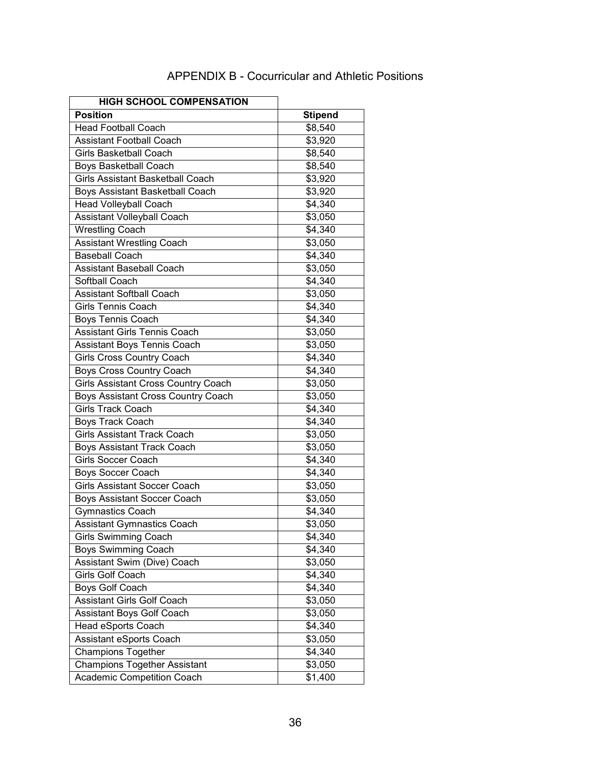# APPENDIX B - Cocurricular and Athletic Positions

| HIGH SCHOOL COMPENSATION | |
|---|---|
| **Position** | **Stipend** |
| Head Football Coach | $8,540 |
| Assistant Football Coach | $3,920 |
| Girls Basketball Coach | $8,540 |
| Boys Basketball Coach | $8,540 |
| Girls Assistant Basketball Coach | $3,920 |
| Boys Assistant Basketball Coach | $3,920 |
| Head Volleyball Coach | $4,340 |
| Assistant Volleyball Coach | $3,050 |
| Wrestling Coach | $4,340 |
| Assistant Wrestling Coach | $3,050 |
| Baseball Coach | $4,340 |
| Assistant Baseball Coach | $3,050 |
| Softball Coach | $4,340 |
| Assistant Softball Coach | $3,050 |
| Girls Tennis Coach | $4,340 |
| Boys Tennis Coach | $4,340 |
| Assistant Girls Tennis Coach | $3,050 |
| Assistant Boys Tennis Coach | $3,050 |
| Girls Cross Country Coach | $4,340 |
| Boys Cross Country Coach | $4,340 |
| Girls Assistant Cross Country Coach | $3,050 |
| Boys Assistant Cross Country Coach | $3,050 |
| Girls Track Coach | $4,340 |
| Boys Track Coach | $4,340 |
| Girls Assistant Track Coach | $3,050 |
| Boys Assistant Track Coach | $3,050 |
| Girls Soccer Coach | $4,340 |
| Boys Soccer Coach | $4,340 |
| Girls Assistant Soccer Coach | $3,050 |
| Boys Assistant Soccer Coach | $3,050 |
| Gymnastics Coach | $4,340 |
| Assistant Gymnastics Coach | $3,050 |
| Girls Swimming Coach | $4,340 |
| Boys Swimming Coach | $4,340 |
| Assistant Swim (Dive) Coach | $3,050 |
| Girls Golf Coach | $4,340 |
| Boys Golf Coach | $4,340 |
| Assistant Girls Golf Coach | $3,050 |
| Assistant Boys Golf Coach | $3,050 |
| Head eSports Coach | $4,340 |
| Assistant eSports Coach | $3,050 |
| Champions Together | $4,340 |
| Champions Together Assistant | $3,050 |
| Academic Competition Coach | $1,400 |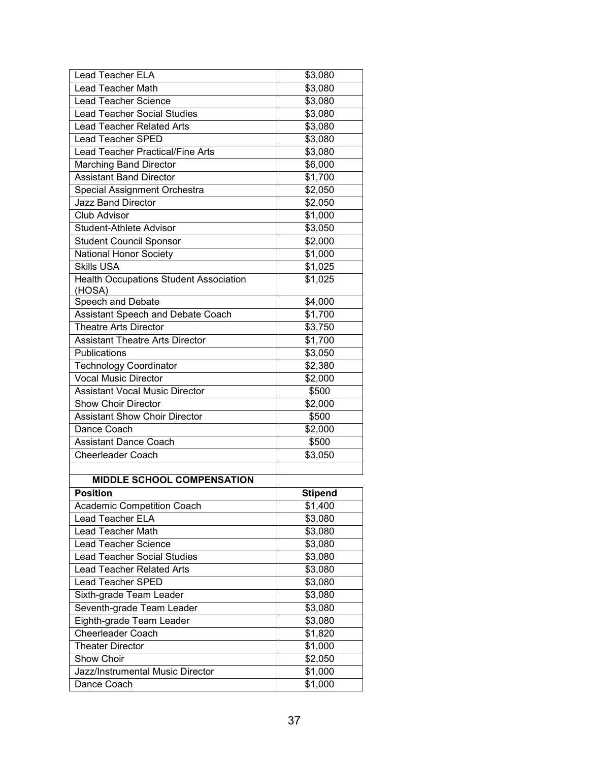| | |
|---|---|
| Lead Teacher ELA | $3,080 |
| Lead Teacher Math | $3,080 |
| Lead Teacher Science | $3,080 |
| Lead Teacher Social Studies | $3,080 |
| Lead Teacher Related Arts | $3,080 |
| Lead Teacher SPED | $3,080 |
| Lead Teacher Practical/Fine Arts | $3,080 |
| Marching Band Director | $6,000 |
| Assistant Band Director | $1,700 |
| Special Assignment Orchestra | $2,050 |
| Jazz Band Director | $2,050 |
| Club Advisor | $1,000 |
| Student-Athlete Advisor | $3,050 |
| Student Council Sponsor | $2,000 |
| National Honor Society | $1,000 |
| Skills USA | $1,025 |
| Health Occupations Student Association (HOSA) | $1,025 |
| Speech and Debate | $4,000 |
| Assistant Speech and Debate Coach | $1,700 |
| Theatre Arts Director | $3,750 |
| Assistant Theatre Arts Director | $1,700 |
| Publications | $3,050 |
| Technology Coordinator | $2,380 |
| Vocal Music Director | $2,000 |
| Assistant Vocal Music Director | $500 |
| Show Choir Director | $2,000 |
| Assistant Show Choir Director | $500 |
| Dance Coach | $2,000 |
| Assistant Dance Coach | $500 |
| Cheerleader Coach | $3,050 |
| | |

| **MIDDLE SCHOOL COMPENSATION** | |
|---|---|
| **Position** | **Stipend** |
| Academic Competition Coach | $1,400 |
| Lead Teacher ELA | $3,080 |
| Lead Teacher Math | $3,080 |
| Lead Teacher Science | $3,080 |
| Lead Teacher Social Studies | $3,080 |
| Lead Teacher Related Arts | $3,080 |
| Lead Teacher SPED | $3,080 |
| Sixth-grade Team Leader | $3,080 |
| Seventh-grade Team Leader | $3,080 |
| Eighth-grade Team Leader | $3,080 |
| Cheerleader Coach | $1,820 |
| Theater Director | $1,000 |
| Show Choir | $2,050 |
| Jazz/Instrumental Music Director | $1,000 |
| Dance Coach | $1,000 |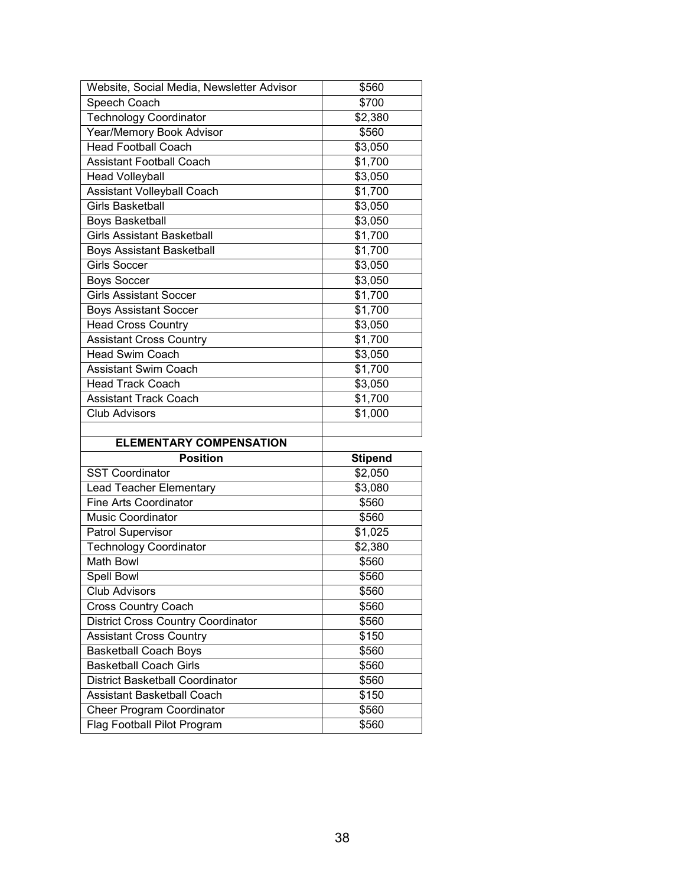| | |
|---|---|
| Website, Social Media, Newsletter Advisor | $560 |
| Speech Coach | $700 |
| Technology Coordinator | $2,380 |
| Year/Memory Book Advisor | $560 |
| Head Football Coach | $3,050 |
| Assistant Football Coach | $1,700 |
| Head Volleyball | $3,050 |
| Assistant Volleyball Coach | $1,700 |
| Girls Basketball | $3,050 |
| Boys Basketball | $3,050 |
| Girls Assistant Basketball | $1,700 |
| Boys Assistant Basketball | $1,700 |
| Girls Soccer | $3,050 |
| Boys Soccer | $3,050 |
| Girls Assistant Soccer | $1,700 |
| Boys Assistant Soccer | $1,700 |
| Head Cross Country | $3,050 |
| Assistant Cross Country | $1,700 |
| Head Swim Coach | $3,050 |
| Assistant Swim Coach | $1,700 |
| Head Track Coach | $3,050 |
| Assistant Track Coach | $1,700 |
| Club Advisors | $1,000 |

**ELEMENTARY COMPENSATION**

| Position | Stipend |
|---|---|
| SST Coordinator | $2,050 |
| Lead Teacher Elementary | $3,080 |
| Fine Arts Coordinator | $560 |
| Music Coordinator | $560 |
| Patrol Supervisor | $1,025 |
| Technology Coordinator | $2,380 |
| Math Bowl | $560 |
| Spell Bowl | $560 |
| Club Advisors | $560 |
| Cross Country Coach | $560 |
| District Cross Country Coordinator | $560 |
| Assistant Cross Country | $150 |
| Basketball Coach Boys | $560 |
| Basketball Coach Girls | $560 |
| District Basketball Coordinator | $560 |
| Assistant Basketball Coach | $150 |
| Cheer Program Coordinator | $560 |
| Flag Football Pilot Program | $560 |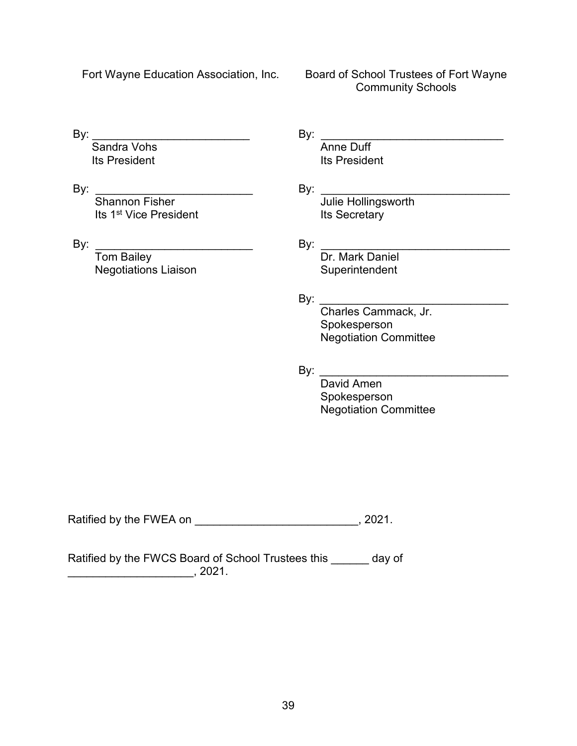Fort Wayne Education Association, Inc.

By: _________________________
Sandra Vohs
Its President

By: _________________________
Shannon Fisher
Its 1st Vice President

By: _________________________
Tom Bailey
Negotiations Liaison

Board of School Trustees of Fort Wayne Community Schools

By: ______________________________
Anne Duff
Its President

By: ______________________________
Julie Hollingsworth
Its Secretary

By: ______________________________
Dr. Mark Daniel
Superintendent

By: ______________________________
Charles Cammack, Jr.
Spokesperson
Negotiation Committee

By: ______________________________
David Amen
Spokesperson
Negotiation Committee

Ratified by the FWEA on __________________________, 2021.

Ratified by the FWCS Board of School Trustees this ______ day of ____________________, 2021.